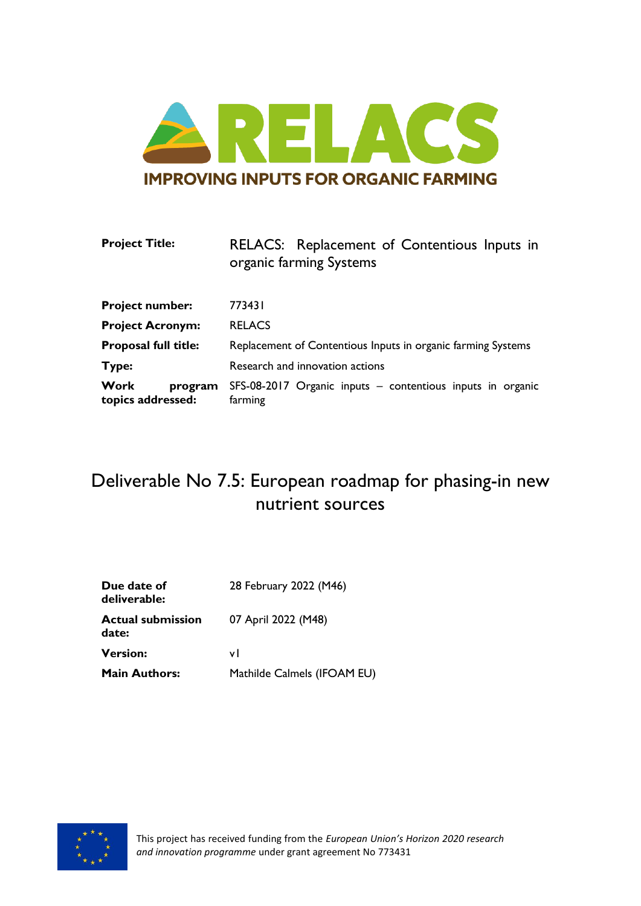IMPROVING INPUTS FOR ORGANIC FARMING

| | |
|---|---|
| **Project Title:** | RELACS: Replacement of Contentious Inputs in organic farming Systems |
| **Project number:** | 773431 |
| **Project Acronym:** | RELACS |
| **Proposal full title:** | Replacement of Contentious Inputs in organic farming Systems |
| **Type:** | Research and innovation actions |
| **Work program topics addressed:** | SFS-08-2017 Organic inputs – contentious inputs in organic farming |

# Deliverable No 7.5: European roadmap for phasing-in new nutrient sources

| | |
|---|---|
| **Due date of deliverable:** | 28 February 2022 (M46) |
| **Actual submission date:** | 07 April 2022 (M48) |
| **Version:** | v1 |
| **Main Authors:** | Mathilde Calmels (IFOAM EU) |

This project has received funding from the *European Union's Horizon 2020 research and innovation programme* under grant agreement No 773431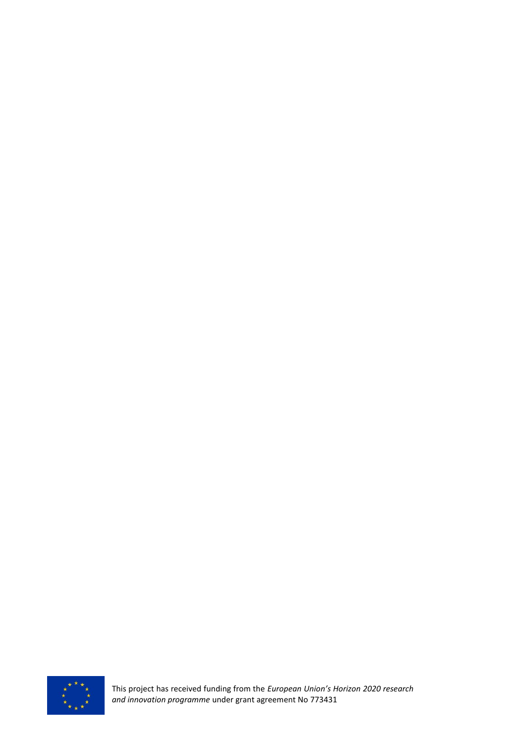This project has received funding from the *European Union's Horizon 2020 research and innovation programme* under grant agreement No 773431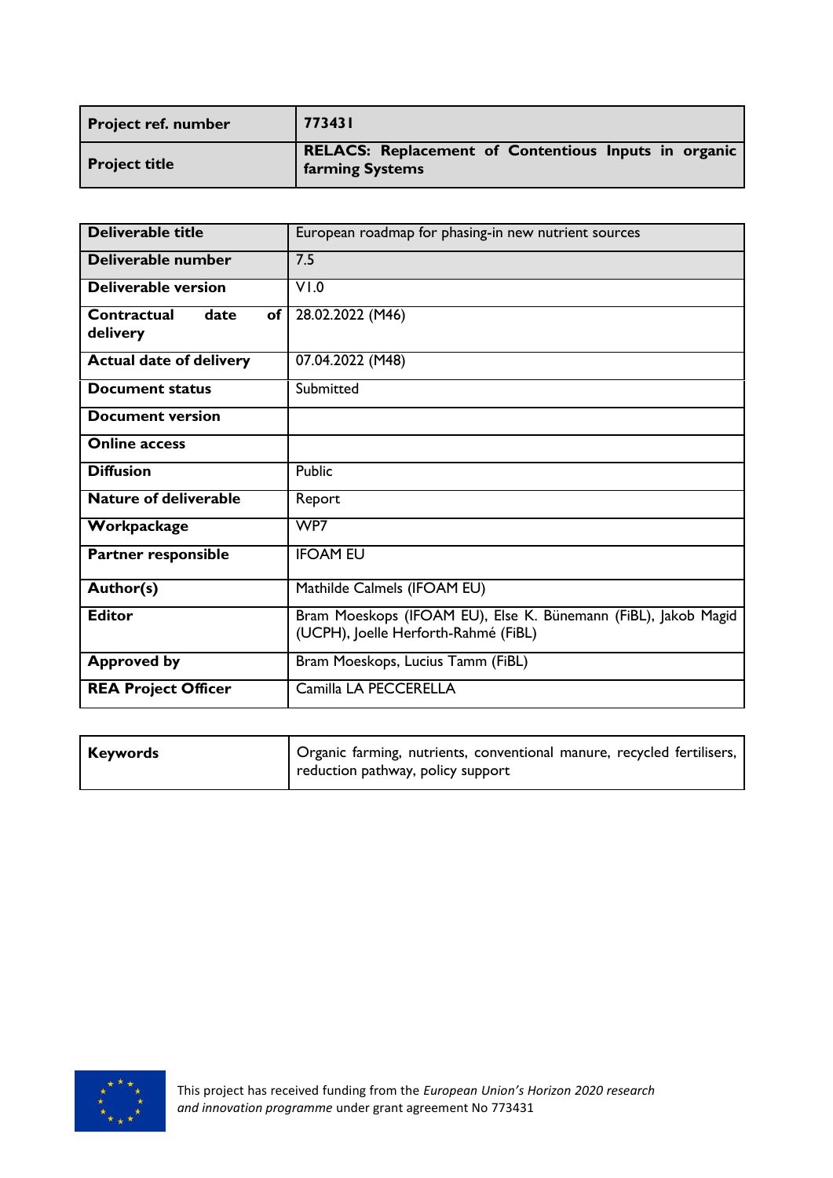| Project ref. number | 773431 |
| --- | --- |
| Project title | RELACS: Replacement of Contentious Inputs in organic farming Systems |

| Deliverable title | European roadmap for phasing-in new nutrient sources |
| --- | --- |
| Deliverable number | 7.5 |
| Deliverable version | V1.0 |
| Contractual date of delivery | 28.02.2022 (M46) |
| Actual date of delivery | 07.04.2022 (M48) |
| Document status | Submitted |
| Document version | |
| Online access | |
| Diffusion | Public |
| Nature of deliverable | Report |
| Workpackage | WP7 |
| Partner responsible | IFOAM EU |
| Author(s) | Mathilde Calmels (IFOAM EU) |
| Editor | Bram Moeskops (IFOAM EU), Else K. Bünemann (FiBL), Jakob Magid (UCPH), Joelle Herforth-Rahmé (FiBL) |
| Approved by | Bram Moeskops, Lucius Tamm (FiBL) |
| REA Project Officer | Camilla LA PECCERELLA |

| Keywords | Organic farming, nutrients, conventional manure, recycled fertilisers, reduction pathway, policy support |
| --- | --- |

This project has received funding from the *European Union's Horizon 2020 research and innovation programme* under grant agreement No 773431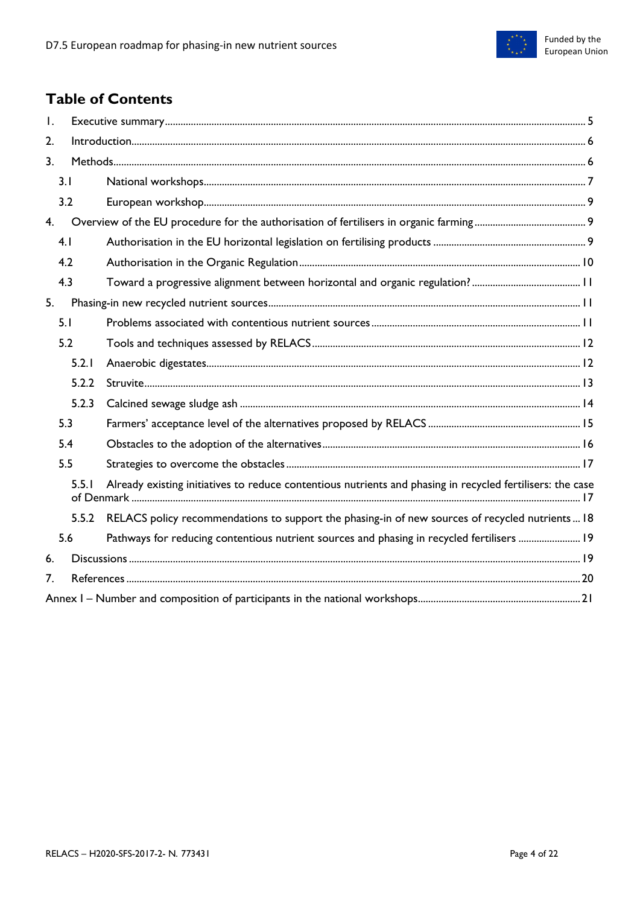# Table of Contents

1. Executive summary ..... 5
2. Introduction ..... 6
3. Methods ..... 6
   - 3.1 National workshops ..... 7
   - 3.2 European workshop ..... 9
4. Overview of the EU procedure for the authorisation of fertilisers in organic farming ..... 9
   - 4.1 Authorisation in the EU horizontal legislation on fertilising products ..... 9
   - 4.2 Authorisation in the Organic Regulation ..... 10
   - 4.3 Toward a progressive alignment between horizontal and organic regulation? ..... 11
5. Phasing-in new recycled nutrient sources ..... 11
   - 5.1 Problems associated with contentious nutrient sources ..... 11
   - 5.2 Tools and techniques assessed by RELACS ..... 12
     - 5.2.1 Anaerobic digestates ..... 12
     - 5.2.2 Struvite ..... 13
     - 5.2.3 Calcined sewage sludge ash ..... 14
   - 5.3 Farmers' acceptance level of the alternatives proposed by RELACS ..... 15
   - 5.4 Obstacles to the adoption of the alternatives ..... 16
   - 5.5 Strategies to overcome the obstacles ..... 17
     - 5.5.1 Already existing initiatives to reduce contentious nutrients and phasing in recycled fertilisers: the case of Denmark ..... 17
     - 5.5.2 RELACS policy recommendations to support the phasing-in of new sources of recycled nutrients ..... 18
   - 5.6 Pathways for reducing contentious nutrient sources and phasing in recycled fertilisers ..... 19
6. Discussions ..... 19
7. References ..... 20

Annex I – Number and composition of participants in the national workshops ..... 21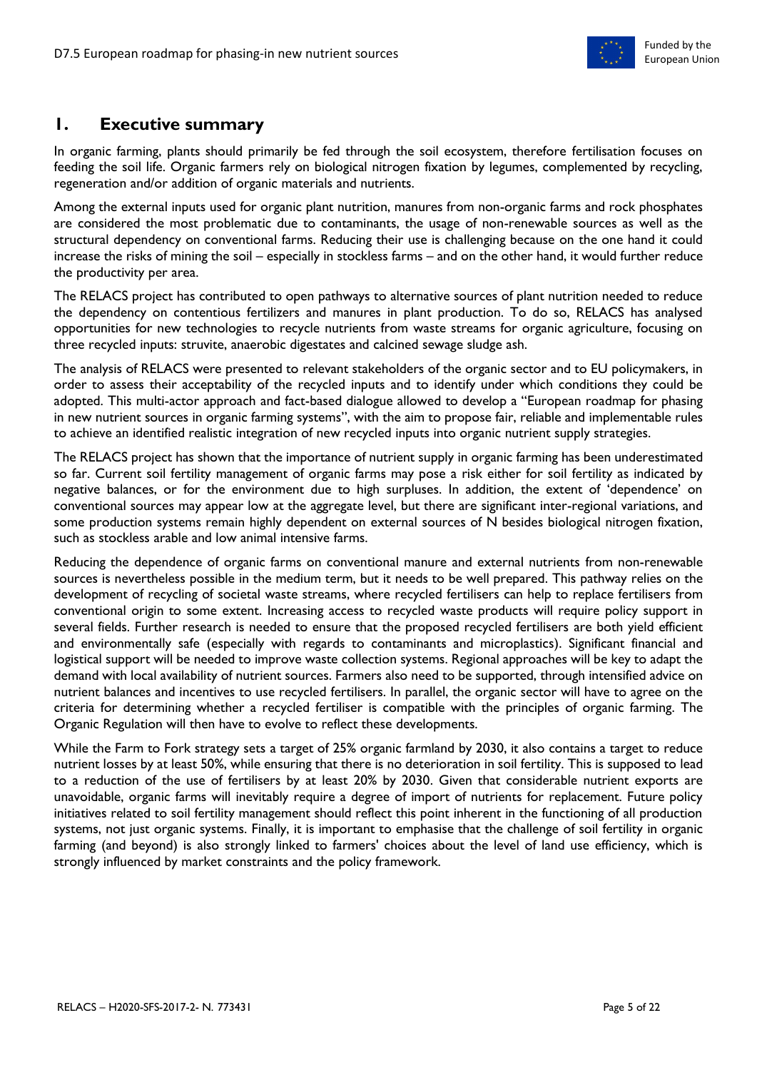# 1. Executive summary

In organic farming, plants should primarily be fed through the soil ecosystem, therefore fertilisation focuses on feeding the soil life. Organic farmers rely on biological nitrogen fixation by legumes, complemented by recycling, regeneration and/or addition of organic materials and nutrients.

Among the external inputs used for organic plant nutrition, manures from non-organic farms and rock phosphates are considered the most problematic due to contaminants, the usage of non-renewable sources as well as the structural dependency on conventional farms. Reducing their use is challenging because on the one hand it could increase the risks of mining the soil – especially in stockless farms – and on the other hand, it would further reduce the productivity per area.

The RELACS project has contributed to open pathways to alternative sources of plant nutrition needed to reduce the dependency on contentious fertilizers and manures in plant production. To do so, RELACS has analysed opportunities for new technologies to recycle nutrients from waste streams for organic agriculture, focusing on three recycled inputs: struvite, anaerobic digestates and calcined sewage sludge ash.

The analysis of RELACS were presented to relevant stakeholders of the organic sector and to EU policymakers, in order to assess their acceptability of the recycled inputs and to identify under which conditions they could be adopted. This multi-actor approach and fact-based dialogue allowed to develop a "European roadmap for phasing in new nutrient sources in organic farming systems", with the aim to propose fair, reliable and implementable rules to achieve an identified realistic integration of new recycled inputs into organic nutrient supply strategies.

The RELACS project has shown that the importance of nutrient supply in organic farming has been underestimated so far. Current soil fertility management of organic farms may pose a risk either for soil fertility as indicated by negative balances, or for the environment due to high surpluses. In addition, the extent of 'dependence' on conventional sources may appear low at the aggregate level, but there are significant inter-regional variations, and some production systems remain highly dependent on external sources of N besides biological nitrogen fixation, such as stockless arable and low animal intensive farms.

Reducing the dependence of organic farms on conventional manure and external nutrients from non-renewable sources is nevertheless possible in the medium term, but it needs to be well prepared. This pathway relies on the development of recycling of societal waste streams, where recycled fertilisers can help to replace fertilisers from conventional origin to some extent. Increasing access to recycled waste products will require policy support in several fields. Further research is needed to ensure that the proposed recycled fertilisers are both yield efficient and environmentally safe (especially with regards to contaminants and microplastics). Significant financial and logistical support will be needed to improve waste collection systems. Regional approaches will be key to adapt the demand with local availability of nutrient sources. Farmers also need to be supported, through intensified advice on nutrient balances and incentives to use recycled fertilisers. In parallel, the organic sector will have to agree on the criteria for determining whether a recycled fertiliser is compatible with the principles of organic farming. The Organic Regulation will then have to evolve to reflect these developments.

While the Farm to Fork strategy sets a target of 25% organic farmland by 2030, it also contains a target to reduce nutrient losses by at least 50%, while ensuring that there is no deterioration in soil fertility. This is supposed to lead to a reduction of the use of fertilisers by at least 20% by 2030. Given that considerable nutrient exports are unavoidable, organic farms will inevitably require a degree of import of nutrients for replacement. Future policy initiatives related to soil fertility management should reflect this point inherent in the functioning of all production systems, not just organic systems. Finally, it is important to emphasise that the challenge of soil fertility in organic farming (and beyond) is also strongly linked to farmers' choices about the level of land use efficiency, which is strongly influenced by market constraints and the policy framework.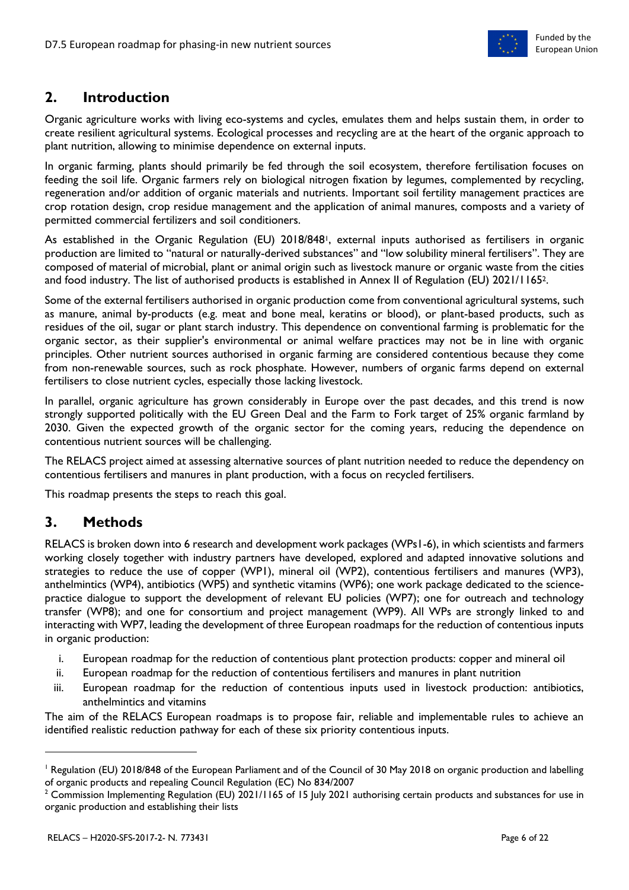## 2. Introduction

Organic agriculture works with living eco-systems and cycles, emulates them and helps sustain them, in order to create resilient agricultural systems. Ecological processes and recycling are at the heart of the organic approach to plant nutrition, allowing to minimise dependence on external inputs.

In organic farming, plants should primarily be fed through the soil ecosystem, therefore fertilisation focuses on feeding the soil life. Organic farmers rely on biological nitrogen fixation by legumes, complemented by recycling, regeneration and/or addition of organic materials and nutrients. Important soil fertility management practices are crop rotation design, crop residue management and the application of animal manures, composts and a variety of permitted commercial fertilizers and soil conditioners.

As established in the Organic Regulation (EU) 2018/848[1], external inputs authorised as fertilisers in organic production are limited to "natural or naturally-derived substances" and "low solubility mineral fertilisers". They are composed of material of microbial, plant or animal origin such as livestock manure or organic waste from the cities and food industry. The list of authorised products is established in Annex II of Regulation (EU) 2021/1165[2].

Some of the external fertilisers authorised in organic production come from conventional agricultural systems, such as manure, animal by-products (e.g. meat and bone meal, keratins or blood), or plant-based products, such as residues of the oil, sugar or plant starch industry. This dependence on conventional farming is problematic for the organic sector, as their supplier's environmental or animal welfare practices may not be in line with organic principles. Other nutrient sources authorised in organic farming are considered contentious because they come from non-renewable sources, such as rock phosphate. However, numbers of organic farms depend on external fertilisers to close nutrient cycles, especially those lacking livestock.

In parallel, organic agriculture has grown considerably in Europe over the past decades, and this trend is now strongly supported politically with the EU Green Deal and the Farm to Fork target of 25% organic farmland by 2030. Given the expected growth of the organic sector for the coming years, reducing the dependence on contentious nutrient sources will be challenging.

The RELACS project aimed at assessing alternative sources of plant nutrition needed to reduce the dependency on contentious fertilisers and manures in plant production, with a focus on recycled fertilisers.

This roadmap presents the steps to reach this goal.

## 3. Methods

RELACS is broken down into 6 research and development work packages (WPs1-6), in which scientists and farmers working closely together with industry partners have developed, explored and adapted innovative solutions and strategies to reduce the use of copper (WP1), mineral oil (WP2), contentious fertilisers and manures (WP3), anthelmintics (WP4), antibiotics (WP5) and synthetic vitamins (WP6); one work package dedicated to the science-practice dialogue to support the development of relevant EU policies (WP7); one for outreach and technology transfer (WP8); and one for consortium and project management (WP9). All WPs are strongly linked to and interacting with WP7, leading the development of three European roadmaps for the reduction of contentious inputs in organic production:

i. European roadmap for the reduction of contentious plant protection products: copper and mineral oil
ii. European roadmap for the reduction of contentious fertilisers and manures in plant nutrition
iii. European roadmap for the reduction of contentious inputs used in livestock production: antibiotics, anthelmintics and vitamins

The aim of the RELACS European roadmaps is to propose fair, reliable and implementable rules to achieve an identified realistic reduction pathway for each of these six priority contentious inputs.

---

[1] Regulation (EU) 2018/848 of the European Parliament and of the Council of 30 May 2018 on organic production and labelling of organic products and repealing Council Regulation (EC) No 834/2007

[2] Commission Implementing Regulation (EU) 2021/1165 of 15 July 2021 authorising certain products and substances for use in organic production and establishing their lists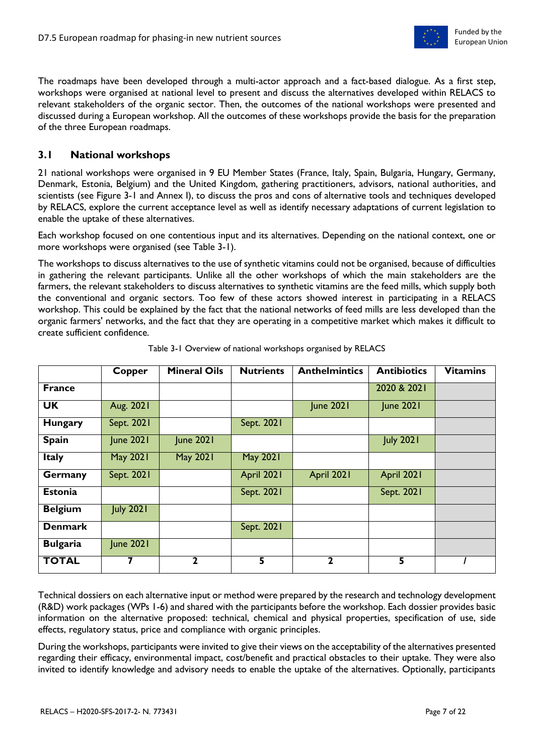The roadmaps have been developed through a multi-actor approach and a fact-based dialogue. As a first step, workshops were organised at national level to present and discuss the alternatives developed within RELACS to relevant stakeholders of the organic sector. Then, the outcomes of the national workshops were presented and discussed during a European workshop. All the outcomes of these workshops provide the basis for the preparation of the three European roadmaps.

## 3.1 National workshops

21 national workshops were organised in 9 EU Member States (France, Italy, Spain, Bulgaria, Hungary, Germany, Denmark, Estonia, Belgium) and the United Kingdom, gathering practitioners, advisors, national authorities, and scientists (see Figure 3-1 and Annex I), to discuss the pros and cons of alternative tools and techniques developed by RELACS, explore the current acceptance level as well as identify necessary adaptations of current legislation to enable the uptake of these alternatives.

Each workshop focused on one contentious input and its alternatives. Depending on the national context, one or more workshops were organised (see Table 3-1).

The workshops to discuss alternatives to the use of synthetic vitamins could not be organised, because of difficulties in gathering the relevant participants. Unlike all the other workshops of which the main stakeholders are the farmers, the relevant stakeholders to discuss alternatives to synthetic vitamins are the feed mills, which supply both the conventional and organic sectors. Too few of these actors showed interest in participating in a RELACS workshop. This could be explained by the fact that the national networks of feed mills are less developed than the organic farmers' networks, and the fact that they are operating in a competitive market which makes it difficult to create sufficient confidence.

Table 3-1 Overview of national workshops organised by RELACS

| | Copper | Mineral Oils | Nutrients | Anthelmintics | Antibiotics | Vitamins |
|---|---|---|---|---|---|---|
| **France** | | | | | 2020 & 2021 | |
| **UK** | Aug. 2021 | | | June 2021 | June 2021 | |
| **Hungary** | Sept. 2021 | | Sept. 2021 | | | |
| **Spain** | June 2021 | June 2021 | | | July 2021 | |
| **Italy** | May 2021 | May 2021 | May 2021 | | | |
| **Germany** | Sept. 2021 | | April 2021 | April 2021 | April 2021 | |
| **Estonia** | | | Sept. 2021 | | Sept. 2021 | |
| **Belgium** | July 2021 | | | | | |
| **Denmark** | | | Sept. 2021 | | | |
| **Bulgaria** | June 2021 | | | | | |
| **TOTAL** | **7** | **2** | **5** | **2** | **5** | **/** |

Technical dossiers on each alternative input or method were prepared by the research and technology development (R&D) work packages (WPs 1-6) and shared with the participants before the workshop. Each dossier provides basic information on the alternative proposed: technical, chemical and physical properties, specification of use, side effects, regulatory status, price and compliance with organic principles.

During the workshops, participants were invited to give their views on the acceptability of the alternatives presented regarding their efficacy, environmental impact, cost/benefit and practical obstacles to their uptake. They were also invited to identify knowledge and advisory needs to enable the uptake of the alternatives. Optionally, participants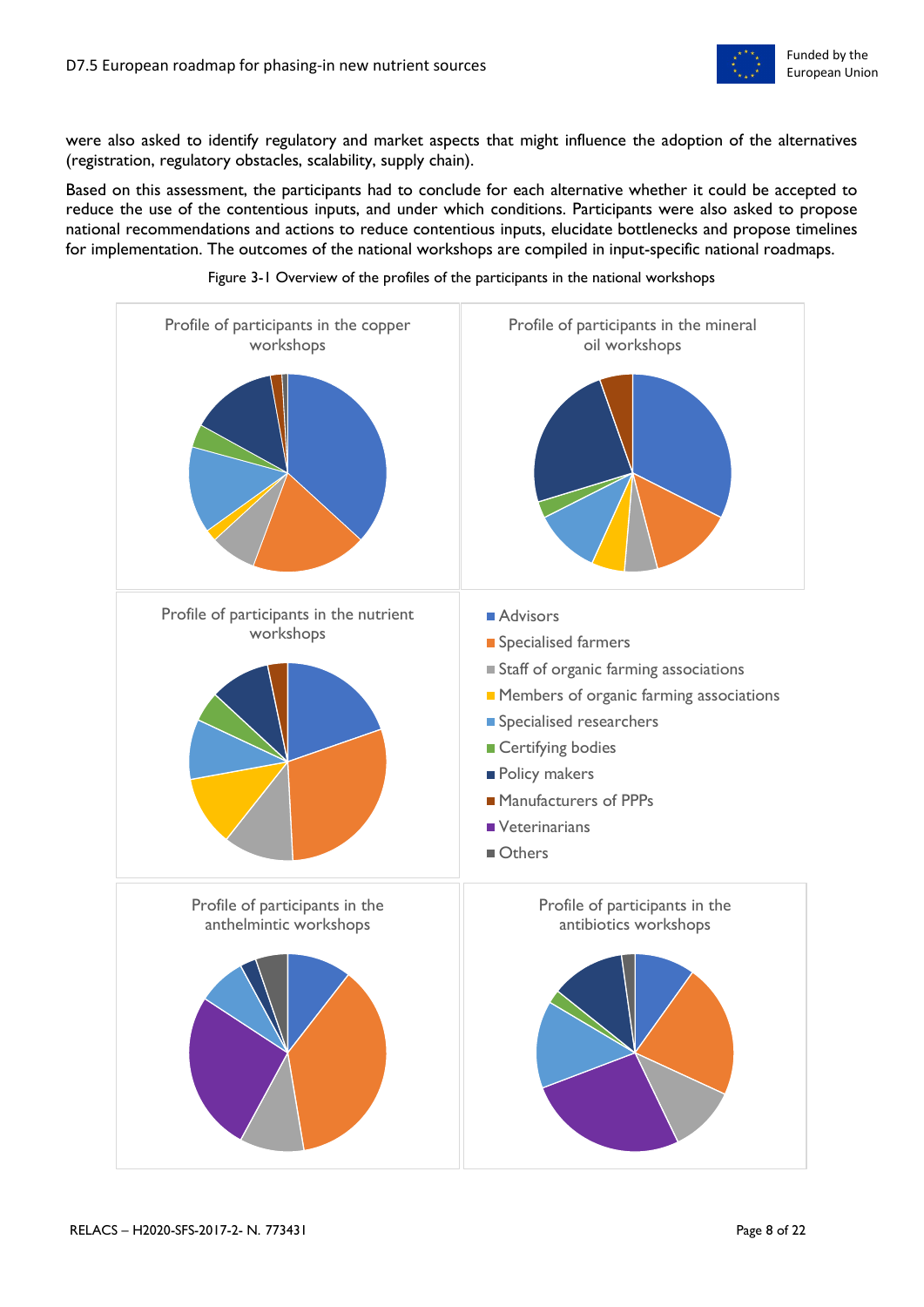were also asked to identify regulatory and market aspects that might influence the adoption of the alternatives (registration, regulatory obstacles, scalability, supply chain).

Based on this assessment, the participants had to conclude for each alternative whether it could be accepted to reduce the use of the contentious inputs, and under which conditions. Participants were also asked to propose national recommendations and actions to reduce contentious inputs, elucidate bottlenecks and propose timelines for implementation. The outcomes of the national workshops are compiled in input-specific national roadmaps.

Figure 3-1 Overview of the profiles of the participants in the national workshops

Profile of participants in the copper workshops

Profile of participants in the mineral oil workshops

Profile of participants in the nutrient workshops

- Advisors
- Specialised farmers
- Staff of organic farming associations
- Members of organic farming associations
- Specialised researchers
- Certifying bodies
- Policy makers
- Manufacturers of PPPs
- Veterinarians
- Others

Profile of participants in the anthelmintic workshops

Profile of participants in the antibiotics workshops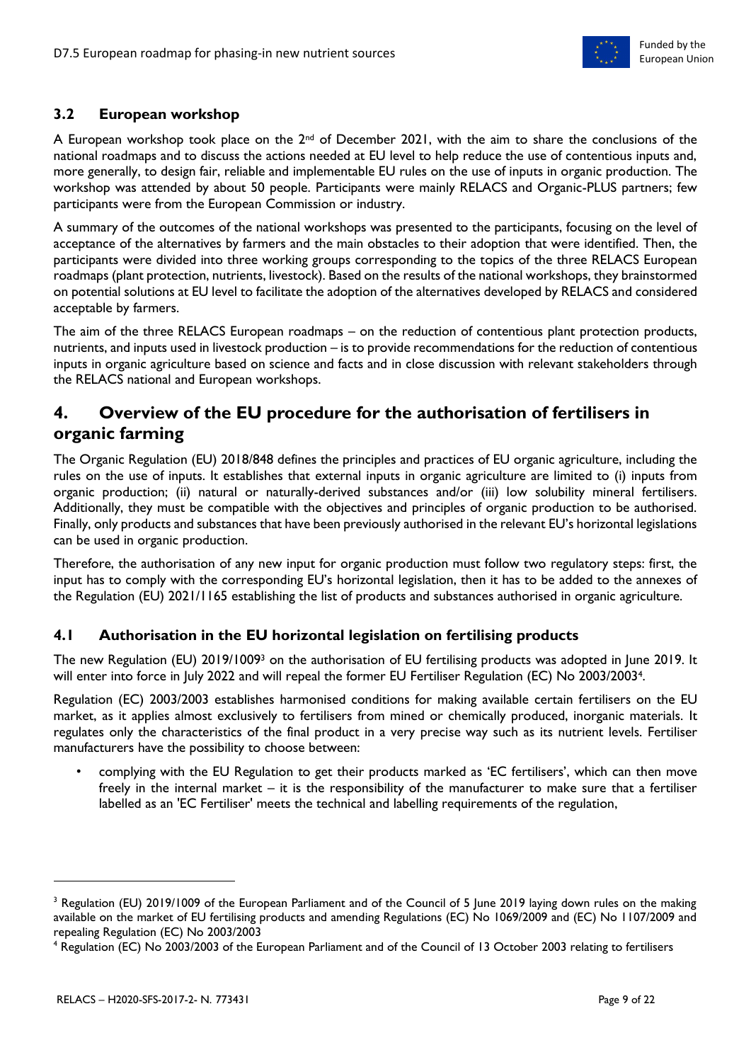### 3.2 European workshop

A European workshop took place on the 2nd of December 2021, with the aim to share the conclusions of the national roadmaps and to discuss the actions needed at EU level to help reduce the use of contentious inputs and, more generally, to design fair, reliable and implementable EU rules on the use of inputs in organic production. The workshop was attended by about 50 people. Participants were mainly RELACS and Organic-PLUS partners; few participants were from the European Commission or industry.

A summary of the outcomes of the national workshops was presented to the participants, focusing on the level of acceptance of the alternatives by farmers and the main obstacles to their adoption that were identified. Then, the participants were divided into three working groups corresponding to the topics of the three RELACS European roadmaps (plant protection, nutrients, livestock). Based on the results of the national workshops, they brainstormed on potential solutions at EU level to facilitate the adoption of the alternatives developed by RELACS and considered acceptable by farmers.

The aim of the three RELACS European roadmaps – on the reduction of contentious plant protection products, nutrients, and inputs used in livestock production – is to provide recommendations for the reduction of contentious inputs in organic agriculture based on science and facts and in close discussion with relevant stakeholders through the RELACS national and European workshops.

## 4. Overview of the EU procedure for the authorisation of fertilisers in organic farming

The Organic Regulation (EU) 2018/848 defines the principles and practices of EU organic agriculture, including the rules on the use of inputs. It establishes that external inputs in organic agriculture are limited to (i) inputs from organic production; (ii) natural or naturally-derived substances and/or (iii) low solubility mineral fertilisers. Additionally, they must be compatible with the objectives and principles of organic production to be authorised. Finally, only products and substances that have been previously authorised in the relevant EU's horizontal legislations can be used in organic production.

Therefore, the authorisation of any new input for organic production must follow two regulatory steps: first, the input has to comply with the corresponding EU's horizontal legislation, then it has to be added to the annexes of the Regulation (EU) 2021/1165 establishing the list of products and substances authorised in organic agriculture.

### 4.1 Authorisation in the EU horizontal legislation on fertilising products

The new Regulation (EU) 2019/1009[3] on the authorisation of EU fertilising products was adopted in June 2019. It will enter into force in July 2022 and will repeal the former EU Fertiliser Regulation (EC) No 2003/2003[4].

Regulation (EC) 2003/2003 establishes harmonised conditions for making available certain fertilisers on the EU market, as it applies almost exclusively to fertilisers from mined or chemically produced, inorganic materials. It regulates only the characteristics of the final product in a very precise way such as its nutrient levels. Fertiliser manufacturers have the possibility to choose between:

- complying with the EU Regulation to get their products marked as 'EC fertilisers', which can then move freely in the internal market – it is the responsibility of the manufacturer to make sure that a fertiliser labelled as an 'EC Fertiliser' meets the technical and labelling requirements of the regulation,

---

[3] Regulation (EU) 2019/1009 of the European Parliament and of the Council of 5 June 2019 laying down rules on the making available on the market of EU fertilising products and amending Regulations (EC) No 1069/2009 and (EC) No 1107/2009 and repealing Regulation (EC) No 2003/2003

[4] Regulation (EC) No 2003/2003 of the European Parliament and of the Council of 13 October 2003 relating to fertilisers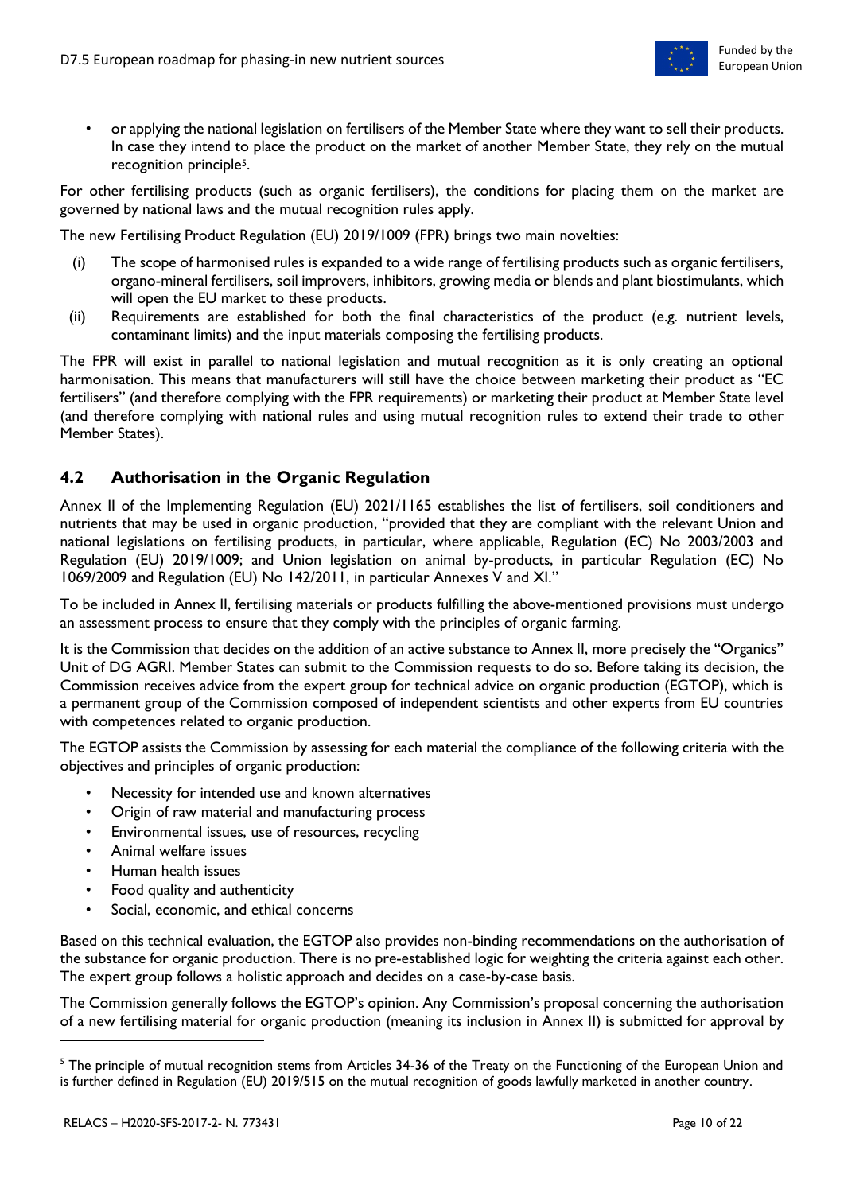- or applying the national legislation on fertilisers of the Member State where they want to sell their products. In case they intend to place the product on the market of another Member State, they rely on the mutual recognition principle[5].

For other fertilising products (such as organic fertilisers), the conditions for placing them on the market are governed by national laws and the mutual recognition rules apply.

The new Fertilising Product Regulation (EU) 2019/1009 (FPR) brings two main novelties:

(i) The scope of harmonised rules is expanded to a wide range of fertilising products such as organic fertilisers, organo-mineral fertilisers, soil improvers, inhibitors, growing media or blends and plant biostimulants, which will open the EU market to these products.

(ii) Requirements are established for both the final characteristics of the product (e.g. nutrient levels, contaminant limits) and the input materials composing the fertilising products.

The FPR will exist in parallel to national legislation and mutual recognition as it is only creating an optional harmonisation. This means that manufacturers will still have the choice between marketing their product as "EC fertilisers" (and therefore complying with the FPR requirements) or marketing their product at Member State level (and therefore complying with national rules and using mutual recognition rules to extend their trade to other Member States).

## 4.2 Authorisation in the Organic Regulation

Annex II of the Implementing Regulation (EU) 2021/1165 establishes the list of fertilisers, soil conditioners and nutrients that may be used in organic production, "provided that they are compliant with the relevant Union and national legislations on fertilising products, in particular, where applicable, Regulation (EC) No 2003/2003 and Regulation (EU) 2019/1009; and Union legislation on animal by-products, in particular Regulation (EC) No 1069/2009 and Regulation (EU) No 142/2011, in particular Annexes V and XI."

To be included in Annex II, fertilising materials or products fulfilling the above-mentioned provisions must undergo an assessment process to ensure that they comply with the principles of organic farming.

It is the Commission that decides on the addition of an active substance to Annex II, more precisely the "Organics" Unit of DG AGRI. Member States can submit to the Commission requests to do so. Before taking its decision, the Commission receives advice from the expert group for technical advice on organic production (EGTOP), which is a permanent group of the Commission composed of independent scientists and other experts from EU countries with competences related to organic production.

The EGTOP assists the Commission by assessing for each material the compliance of the following criteria with the objectives and principles of organic production:

- Necessity for intended use and known alternatives
- Origin of raw material and manufacturing process
- Environmental issues, use of resources, recycling
- Animal welfare issues
- Human health issues
- Food quality and authenticity
- Social, economic, and ethical concerns

Based on this technical evaluation, the EGTOP also provides non-binding recommendations on the authorisation of the substance for organic production. There is no pre-established logic for weighting the criteria against each other. The expert group follows a holistic approach and decides on a case-by-case basis.

The Commission generally follows the EGTOP's opinion. Any Commission's proposal concerning the authorisation of a new fertilising material for organic production (meaning its inclusion in Annex II) is submitted for approval by

[5] The principle of mutual recognition stems from Articles 34-36 of the Treaty on the Functioning of the European Union and is further defined in Regulation (EU) 2019/515 on the mutual recognition of goods lawfully marketed in another country.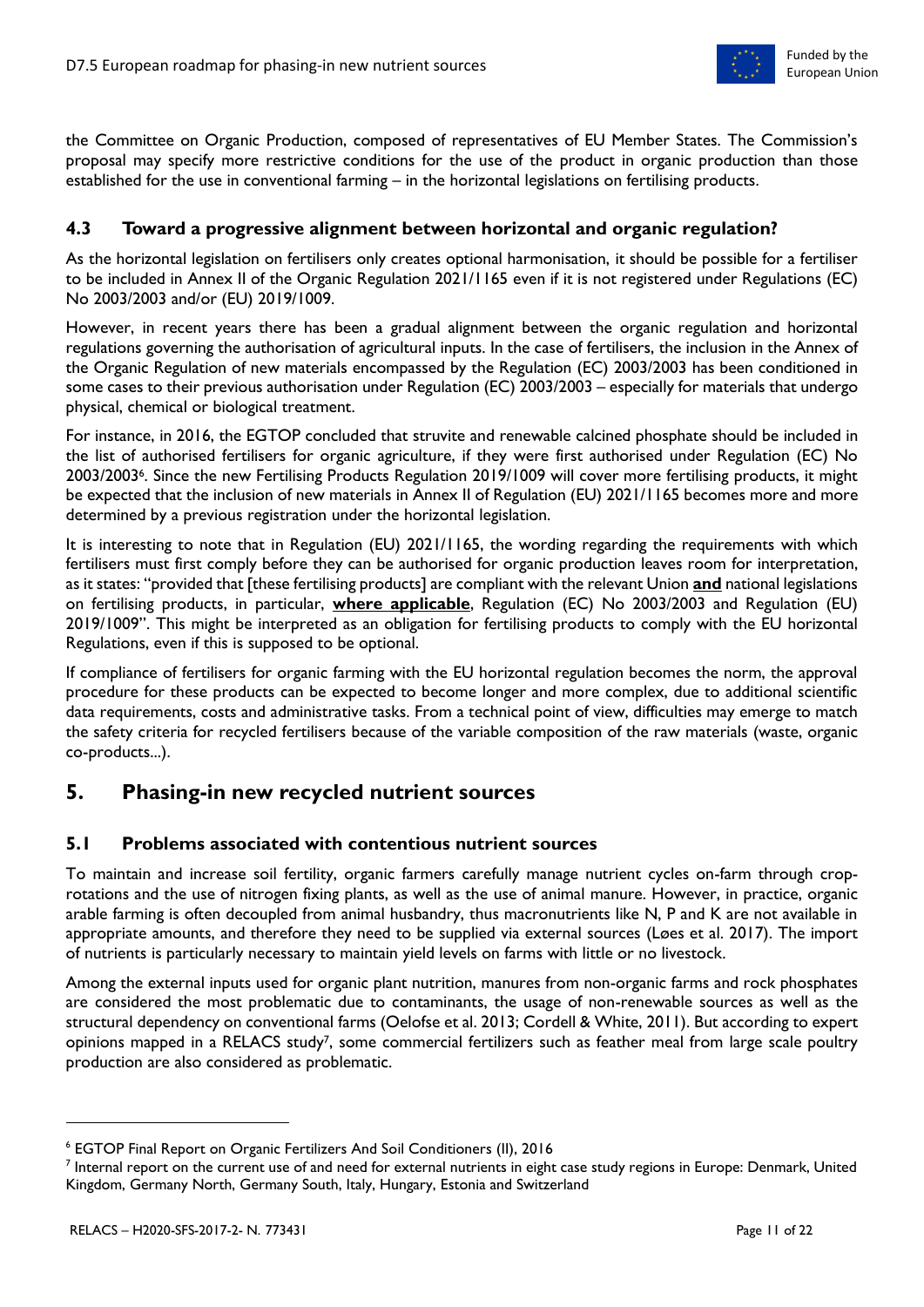the Committee on Organic Production, composed of representatives of EU Member States. The Commission's proposal may specify more restrictive conditions for the use of the product in organic production than those established for the use in conventional farming – in the horizontal legislations on fertilising products.

### 4.3 Toward a progressive alignment between horizontal and organic regulation?

As the horizontal legislation on fertilisers only creates optional harmonisation, it should be possible for a fertiliser to be included in Annex II of the Organic Regulation 2021/1165 even if it is not registered under Regulations (EC) No 2003/2003 and/or (EU) 2019/1009.

However, in recent years there has been a gradual alignment between the organic regulation and horizontal regulations governing the authorisation of agricultural inputs. In the case of fertilisers, the inclusion in the Annex of the Organic Regulation of new materials encompassed by the Regulation (EC) 2003/2003 has been conditioned in some cases to their previous authorisation under Regulation (EC) 2003/2003 – especially for materials that undergo physical, chemical or biological treatment.

For instance, in 2016, the EGTOP concluded that struvite and renewable calcined phosphate should be included in the list of authorised fertilisers for organic agriculture, if they were first authorised under Regulation (EC) No 2003/2003[6]. Since the new Fertilising Products Regulation 2019/1009 will cover more fertilising products, it might be expected that the inclusion of new materials in Annex II of Regulation (EU) 2021/1165 becomes more and more determined by a previous registration under the horizontal legislation.

It is interesting to note that in Regulation (EU) 2021/1165, the wording regarding the requirements with which fertilisers must first comply before they can be authorised for organic production leaves room for interpretation, as it states: "provided that [these fertilising products] are compliant with the relevant Union **and** national legislations on fertilising products, in particular, **where applicable**, Regulation (EC) No 2003/2003 and Regulation (EU) 2019/1009". This might be interpreted as an obligation for fertilising products to comply with the EU horizontal Regulations, even if this is supposed to be optional.

If compliance of fertilisers for organic farming with the EU horizontal regulation becomes the norm, the approval procedure for these products can be expected to become longer and more complex, due to additional scientific data requirements, costs and administrative tasks. From a technical point of view, difficulties may emerge to match the safety criteria for recycled fertilisers because of the variable composition of the raw materials (waste, organic co-products...).

## 5. Phasing-in new recycled nutrient sources

### 5.1 Problems associated with contentious nutrient sources

To maintain and increase soil fertility, organic farmers carefully manage nutrient cycles on-farm through crop-rotations and the use of nitrogen fixing plants, as well as the use of animal manure. However, in practice, organic arable farming is often decoupled from animal husbandry, thus macronutrients like N, P and K are not available in appropriate amounts, and therefore they need to be supplied via external sources (Løes et al. 2017). The import of nutrients is particularly necessary to maintain yield levels on farms with little or no livestock.

Among the external inputs used for organic plant nutrition, manures from non-organic farms and rock phosphates are considered the most problematic due to contaminants, the usage of non-renewable sources as well as the structural dependency on conventional farms (Oelofse et al. 2013; Cordell & White, 2011). But according to expert opinions mapped in a RELACS study[7], some commercial fertilizers such as feather meal from large scale poultry production are also considered as problematic.

---

[6] EGTOP Final Report on Organic Fertilizers And Soil Conditioners (II), 2016

[7] Internal report on the current use of and need for external nutrients in eight case study regions in Europe: Denmark, United Kingdom, Germany North, Germany South, Italy, Hungary, Estonia and Switzerland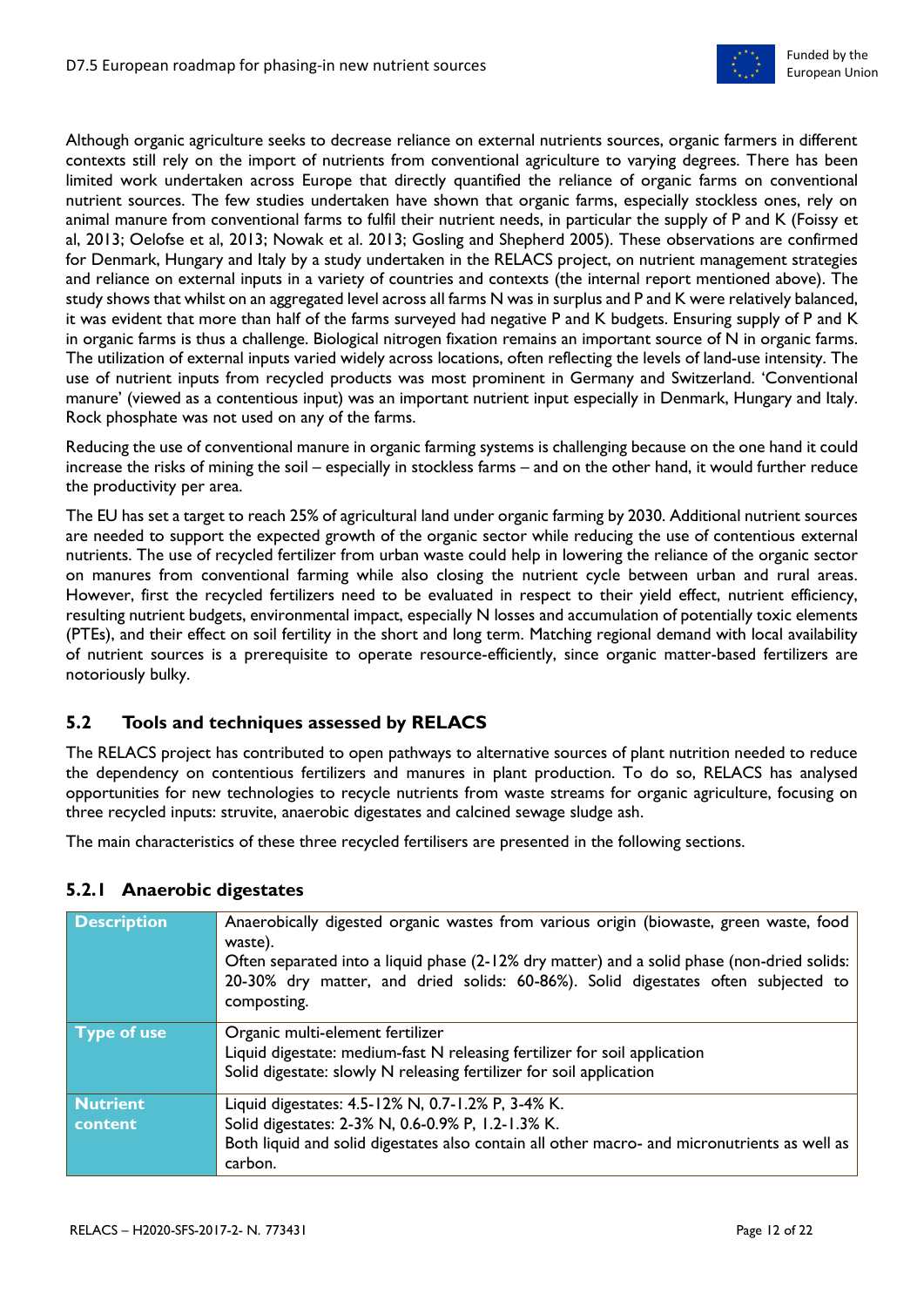Although organic agriculture seeks to decrease reliance on external nutrients sources, organic farmers in different contexts still rely on the import of nutrients from conventional agriculture to varying degrees. There has been limited work undertaken across Europe that directly quantified the reliance of organic farms on conventional nutrient sources. The few studies undertaken have shown that organic farms, especially stockless ones, rely on animal manure from conventional farms to fulfil their nutrient needs, in particular the supply of P and K (Foissy et al, 2013; Oelofse et al, 2013; Nowak et al. 2013; Gosling and Shepherd 2005). These observations are confirmed for Denmark, Hungary and Italy by a study undertaken in the RELACS project, on nutrient management strategies and reliance on external inputs in a variety of countries and contexts (the internal report mentioned above). The study shows that whilst on an aggregated level across all farms N was in surplus and P and K were relatively balanced, it was evident that more than half of the farms surveyed had negative P and K budgets. Ensuring supply of P and K in organic farms is thus a challenge. Biological nitrogen fixation remains an important source of N in organic farms. The utilization of external inputs varied widely across locations, often reflecting the levels of land-use intensity. The use of nutrient inputs from recycled products was most prominent in Germany and Switzerland. 'Conventional manure' (viewed as a contentious input) was an important nutrient input especially in Denmark, Hungary and Italy. Rock phosphate was not used on any of the farms.

Reducing the use of conventional manure in organic farming systems is challenging because on the one hand it could increase the risks of mining the soil – especially in stockless farms – and on the other hand, it would further reduce the productivity per area.

The EU has set a target to reach 25% of agricultural land under organic farming by 2030. Additional nutrient sources are needed to support the expected growth of the organic sector while reducing the use of contentious external nutrients. The use of recycled fertilizer from urban waste could help in lowering the reliance of the organic sector on manures from conventional farming while also closing the nutrient cycle between urban and rural areas. However, first the recycled fertilizers need to be evaluated in respect to their yield effect, nutrient efficiency, resulting nutrient budgets, environmental impact, especially N losses and accumulation of potentially toxic elements (PTEs), and their effect on soil fertility in the short and long term. Matching regional demand with local availability of nutrient sources is a prerequisite to operate resource-efficiently, since organic matter-based fertilizers are notoriously bulky.

## 5.2 Tools and techniques assessed by RELACS

The RELACS project has contributed to open pathways to alternative sources of plant nutrition needed to reduce the dependency on contentious fertilizers and manures in plant production. To do so, RELACS has analysed opportunities for new technologies to recycle nutrients from waste streams for organic agriculture, focusing on three recycled inputs: struvite, anaerobic digestates and calcined sewage sludge ash.

The main characteristics of these three recycled fertilisers are presented in the following sections.

### 5.2.1 Anaerobic digestates

| | |
|---|---|
| **Description** | Anaerobically digested organic wastes from various origin (biowaste, green waste, food waste).<br>Often separated into a liquid phase (2-12% dry matter) and a solid phase (non-dried solids: 20-30% dry matter, and dried solids: 60-86%). Solid digestates often subjected to composting. |
| **Type of use** | Organic multi-element fertilizer<br>Liquid digestate: medium-fast N releasing fertilizer for soil application<br>Solid digestate: slowly N releasing fertilizer for soil application |
| **Nutrient content** | Liquid digestates: 4.5-12% N, 0.7-1.2% P, 3-4% K.<br>Solid digestates: 2-3% N, 0.6-0.9% P, 1.2-1.3% K.<br>Both liquid and solid digestates also contain all other macro- and micronutrients as well as carbon. |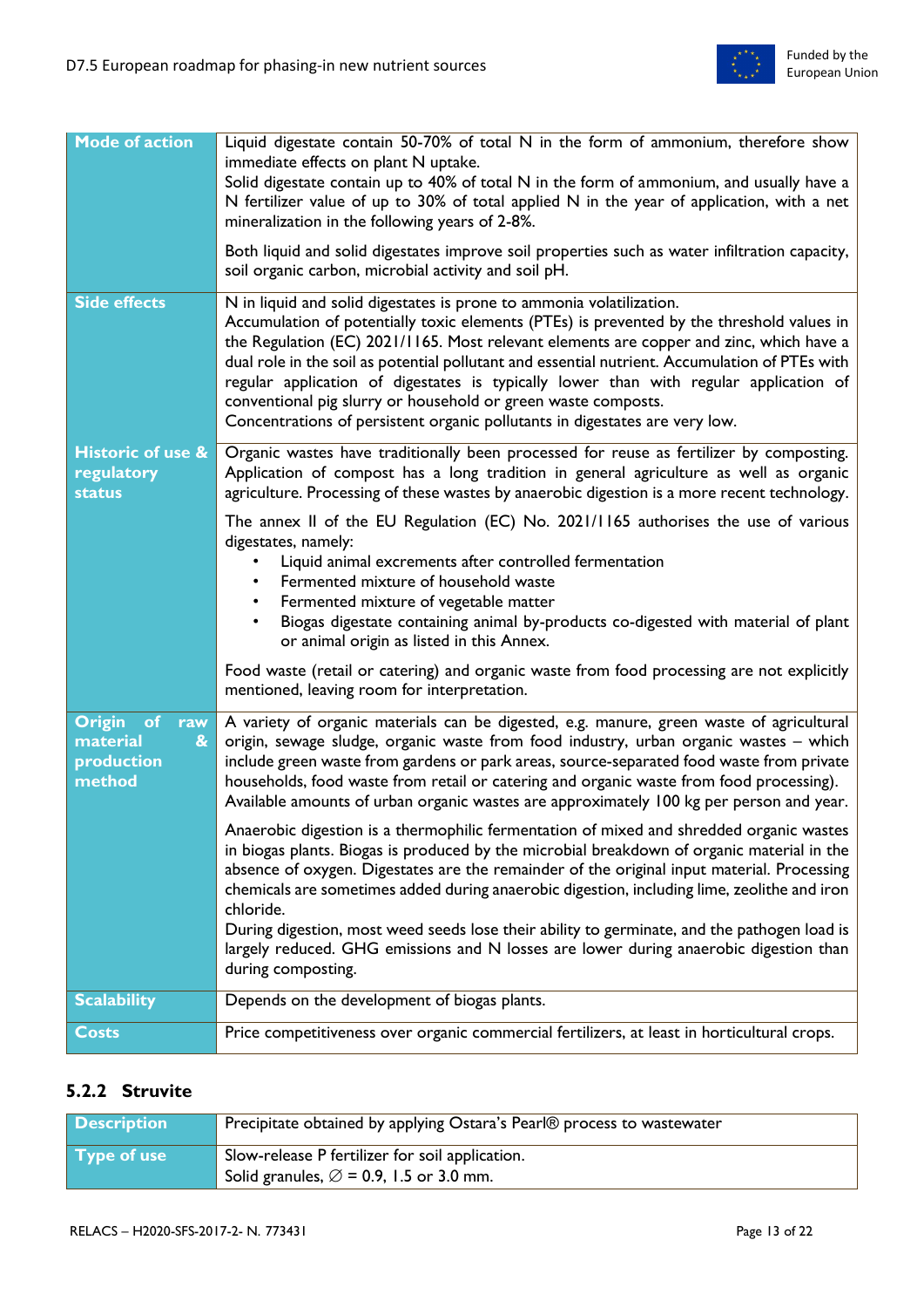| | |
|---|---|
| **Mode of action** | Liquid digestate contain 50-70% of total N in the form of ammonium, therefore show immediate effects on plant N uptake.<br>Solid digestate contain up to 40% of total N in the form of ammonium, and usually have a N fertilizer value of up to 30% of total applied N in the year of application, with a net mineralization in the following years of 2-8%.<br><br>Both liquid and solid digestates improve soil properties such as water infiltration capacity, soil organic carbon, microbial activity and soil pH. |
| **Side effects** | N in liquid and solid digestates is prone to ammonia volatilization.<br>Accumulation of potentially toxic elements (PTEs) is prevented by the threshold values in the Regulation (EC) 2021/1165. Most relevant elements are copper and zinc, which have a dual role in the soil as potential pollutant and essential nutrient. Accumulation of PTEs with regular application of digestates is typically lower than with regular application of conventional pig slurry or household or green waste composts.<br>Concentrations of persistent organic pollutants in digestates are very low. |
| **Historic of use & regulatory status** | Organic wastes have traditionally been processed for reuse as fertilizer by composting. Application of compost has a long tradition in general agriculture as well as organic agriculture. Processing of these wastes by anaerobic digestion is a more recent technology.<br><br>The annex II of the EU Regulation (EC) No. 2021/1165 authorises the use of various digestates, namely:<br>• Liquid animal excrements after controlled fermentation<br>• Fermented mixture of household waste<br>• Fermented mixture of vegetable matter<br>• Biogas digestate containing animal by-products co-digested with material of plant or animal origin as listed in this Annex.<br><br>Food waste (retail or catering) and organic waste from food processing are not explicitly mentioned, leaving room for interpretation. |
| **Origin of raw material & production method** | A variety of organic materials can be digested, e.g. manure, green waste of agricultural origin, sewage sludge, organic waste from food industry, urban organic wastes – which include green waste from gardens or park areas, source-separated food waste from private households, food waste from retail or catering and organic waste from food processing). Available amounts of urban organic wastes are approximately 100 kg per person and year.<br><br>Anaerobic digestion is a thermophilic fermentation of mixed and shredded organic wastes in biogas plants. Biogas is produced by the microbial breakdown of organic material in the absence of oxygen. Digestates are the remainder of the original input material. Processing chemicals are sometimes added during anaerobic digestion, including lime, zeolithe and iron chloride.<br>During digestion, most weed seeds lose their ability to germinate, and the pathogen load is largely reduced. GHG emissions and N losses are lower during anaerobic digestion than during composting. |
| **Scalability** | Depends on the development of biogas plants. |
| **Costs** | Price competitiveness over organic commercial fertilizers, at least in horticultural crops. |

### 5.2.2 Struvite

| | |
|---|---|
| **Description** | Precipitate obtained by applying Ostara's Pearl® process to wastewater |
| **Type of use** | Slow-release P fertilizer for soil application.<br>Solid granules, ∅ = 0.9, 1.5 or 3.0 mm. |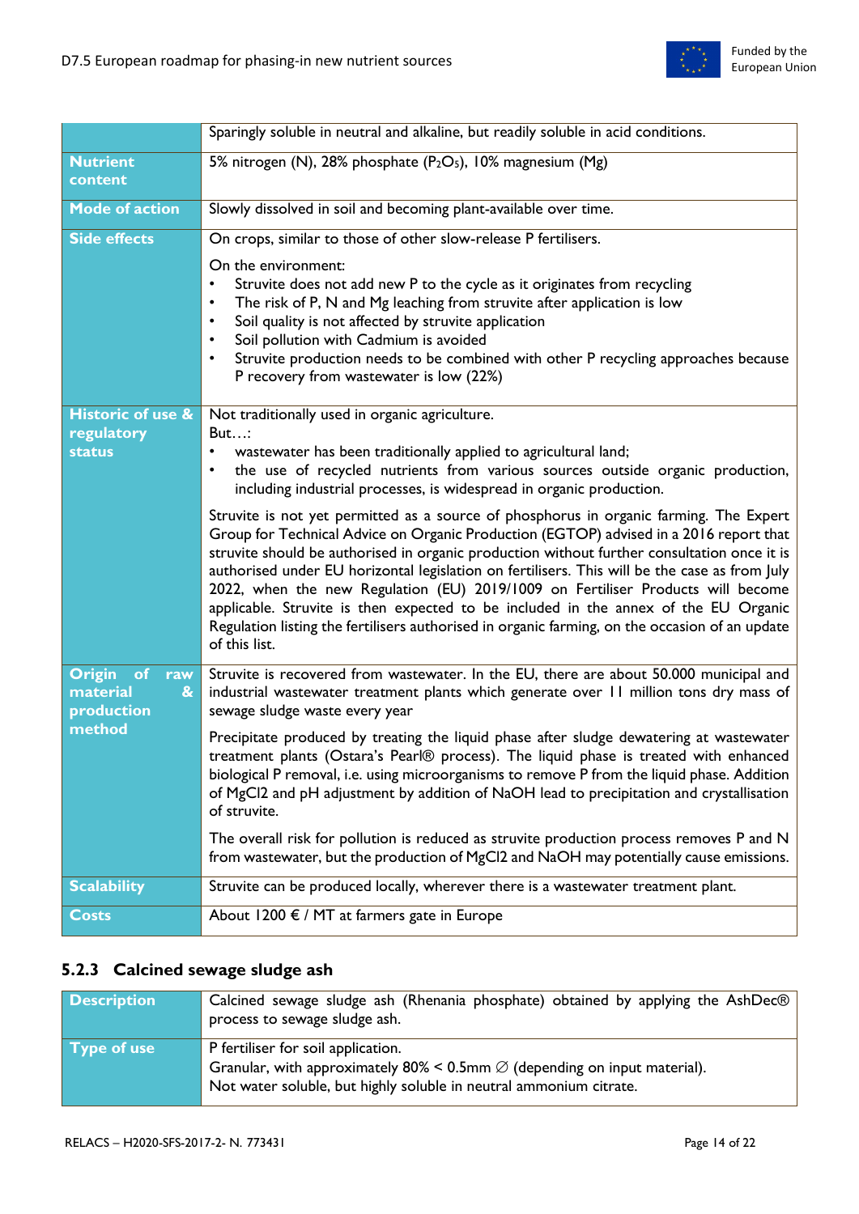| | |
|---|---|
| | Sparingly soluble in neutral and alkaline, but readily soluble in acid conditions. |
| **Nutrient content** | 5% nitrogen (N), 28% phosphate ($P_2O_5$), 10% magnesium (Mg) |
| **Mode of action** | Slowly dissolved in soil and becoming plant-available over time. |
| **Side effects** | On crops, similar to those of other slow-release P fertilisers.<br><br>On the environment:<br>• Struvite does not add new P to the cycle as it originates from recycling<br>• The risk of P, N and Mg leaching from struvite after application is low<br>• Soil quality is not affected by struvite application<br>• Soil pollution with Cadmium is avoided<br>• Struvite production needs to be combined with other P recycling approaches because P recovery from wastewater is low (22%) |
| **Historic of use & regulatory status** | Not traditionally used in organic agriculture.<br>But…:<br>• wastewater has been traditionally applied to agricultural land;<br>• the use of recycled nutrients from various sources outside organic production, including industrial processes, is widespread in organic production.<br><br>Struvite is not yet permitted as a source of phosphorus in organic farming. The Expert Group for Technical Advice on Organic Production (EGTOP) advised in a 2016 report that struvite should be authorised in organic production without further consultation once it is authorised under EU horizontal legislation on fertilisers. This will be the case as from July 2022, when the new Regulation (EU) 2019/1009 on Fertiliser Products will become applicable. Struvite is then expected to be included in the annex of the EU Organic Regulation listing the fertilisers authorised in organic farming, on the occasion of an update of this list. |
| **Origin of raw material & production method** | Struvite is recovered from wastewater. In the EU, there are about 50.000 municipal and industrial wastewater treatment plants which generate over 11 million tons dry mass of sewage sludge waste every year<br><br>Precipitate produced by treating the liquid phase after sludge dewatering at wastewater treatment plants (Ostara's Pearl® process). The liquid phase is treated with enhanced biological P removal, i.e. using microorganisms to remove P from the liquid phase. Addition of $MgCl_2$ and pH adjustment by addition of NaOH lead to precipitation and crystallisation of struvite.<br><br>The overall risk for pollution is reduced as struvite production process removes P and N from wastewater, but the production of $MgCl_2$ and NaOH may potentially cause emissions. |
| **Scalability** | Struvite can be produced locally, wherever there is a wastewater treatment plant. |
| **Costs** | About 1200 € / MT at farmers gate in Europe |

### 5.2.3 Calcined sewage sludge ash

| | |
|---|---|
| **Description** | Calcined sewage sludge ash (Rhenania phosphate) obtained by applying the AshDec® process to sewage sludge ash. |
| **Type of use** | P fertiliser for soil application.<br>Granular, with approximately 80% < 0.5mm ∅ (depending on input material).<br>Not water soluble, but highly soluble in neutral ammonium citrate. |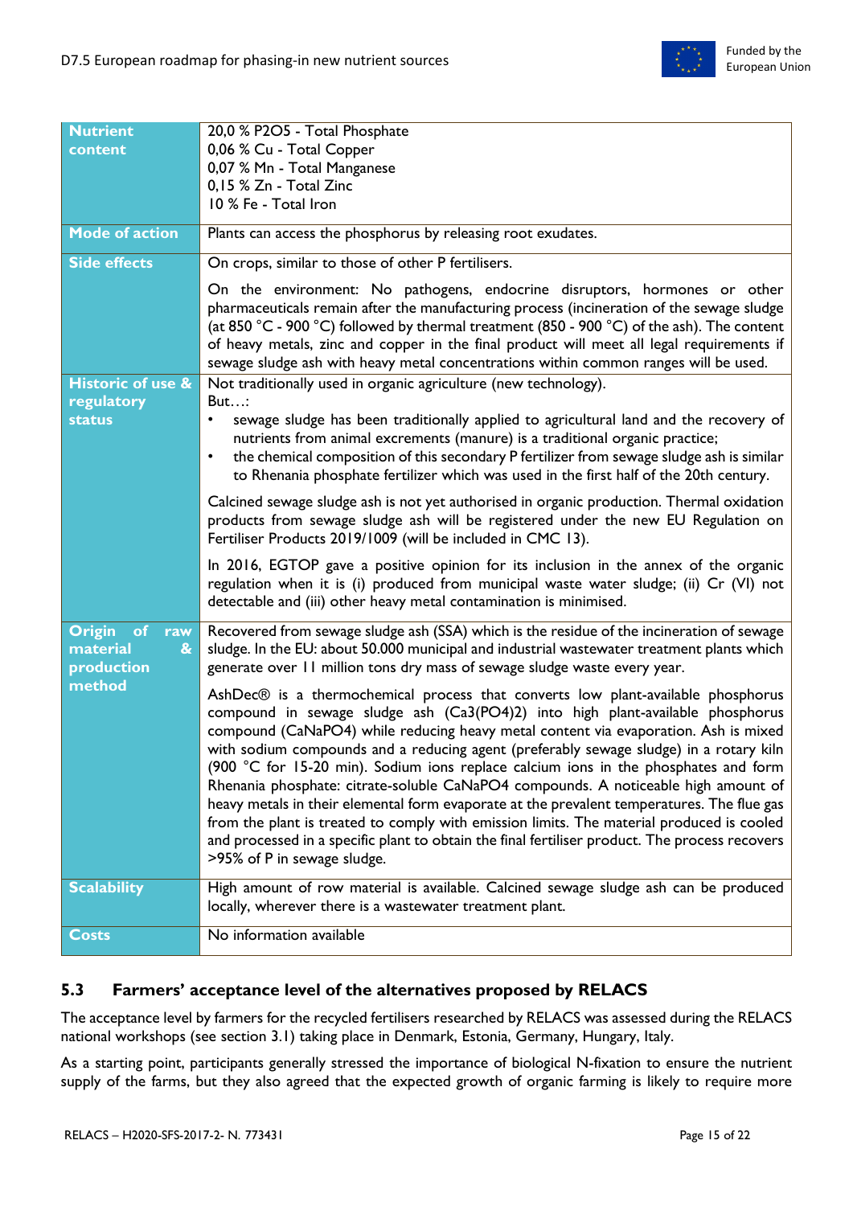| | |
|---|---|
| **Nutrient content** | 20,0 % $P_2O_5$ - Total Phosphate<br>0,06 % Cu - Total Copper<br>0,07 % Mn - Total Manganese<br>0,15 % Zn - Total Zinc<br>10 % Fe - Total Iron |
| **Mode of action** | Plants can access the phosphorus by releasing root exudates. |
| **Side effects** | On crops, similar to those of other P fertilisers.<br><br>On the environment: No pathogens, endocrine disruptors, hormones or other pharmaceuticals remain after the manufacturing process (incineration of the sewage sludge (at 850 °C - 900 °C) followed by thermal treatment (850 - 900 °C) of the ash). The content of heavy metals, zinc and copper in the final product will meet all legal requirements if sewage sludge ash with heavy metal concentrations within common ranges will be used. |
| **Historic of use & regulatory status** | Not traditionally used in organic agriculture (new technology).<br>But…:<br>• sewage sludge has been traditionally applied to agricultural land and the recovery of nutrients from animal excrements (manure) is a traditional organic practice;<br>• the chemical composition of this secondary P fertilizer from sewage sludge ash is similar to Rhenania phosphate fertilizer which was used in the first half of the 20th century.<br><br>Calcined sewage sludge ash is not yet authorised in organic production. Thermal oxidation products from sewage sludge ash will be registered under the new EU Regulation on Fertiliser Products 2019/1009 (will be included in CMC 13).<br><br>In 2016, EGTOP gave a positive opinion for its inclusion in the annex of the organic regulation when it is (i) produced from municipal waste water sludge; (ii) Cr (VI) not detectable and (iii) other heavy metal contamination is minimised. |
| **Origin of raw material & production method** | Recovered from sewage sludge ash (SSA) which is the residue of the incineration of sewage sludge. In the EU: about 50.000 municipal and industrial wastewater treatment plants which generate over 11 million tons dry mass of sewage sludge waste every year.<br><br>AshDec® is a thermochemical process that converts low plant-available phosphorus compound in sewage sludge ash ($Ca_3(PO_4)_2$) into high plant-available phosphorus compound ($CaNaPO_4$) while reducing heavy metal content via evaporation. Ash is mixed with sodium compounds and a reducing agent (preferably sewage sludge) in a rotary kiln (900 °C for 15-20 min). Sodium ions replace calcium ions in the phosphates and form Rhenania phosphate: citrate-soluble $CaNaPO_4$ compounds. A noticeable high amount of heavy metals in their elemental form evaporate at the prevalent temperatures. The flue gas from the plant is treated to comply with emission limits. The material produced is cooled and processed in a specific plant to obtain the final fertiliser product. The process recovers >95% of P in sewage sludge. |
| **Scalability** | High amount of row material is available. Calcined sewage sludge ash can be produced locally, wherever there is a wastewater treatment plant. |
| **Costs** | No information available |

## 5.3 Farmers' acceptance level of the alternatives proposed by RELACS

The acceptance level by farmers for the recycled fertilisers researched by RELACS was assessed during the RELACS national workshops (see section 3.1) taking place in Denmark, Estonia, Germany, Hungary, Italy.

As a starting point, participants generally stressed the importance of biological N-fixation to ensure the nutrient supply of the farms, but they also agreed that the expected growth of organic farming is likely to require more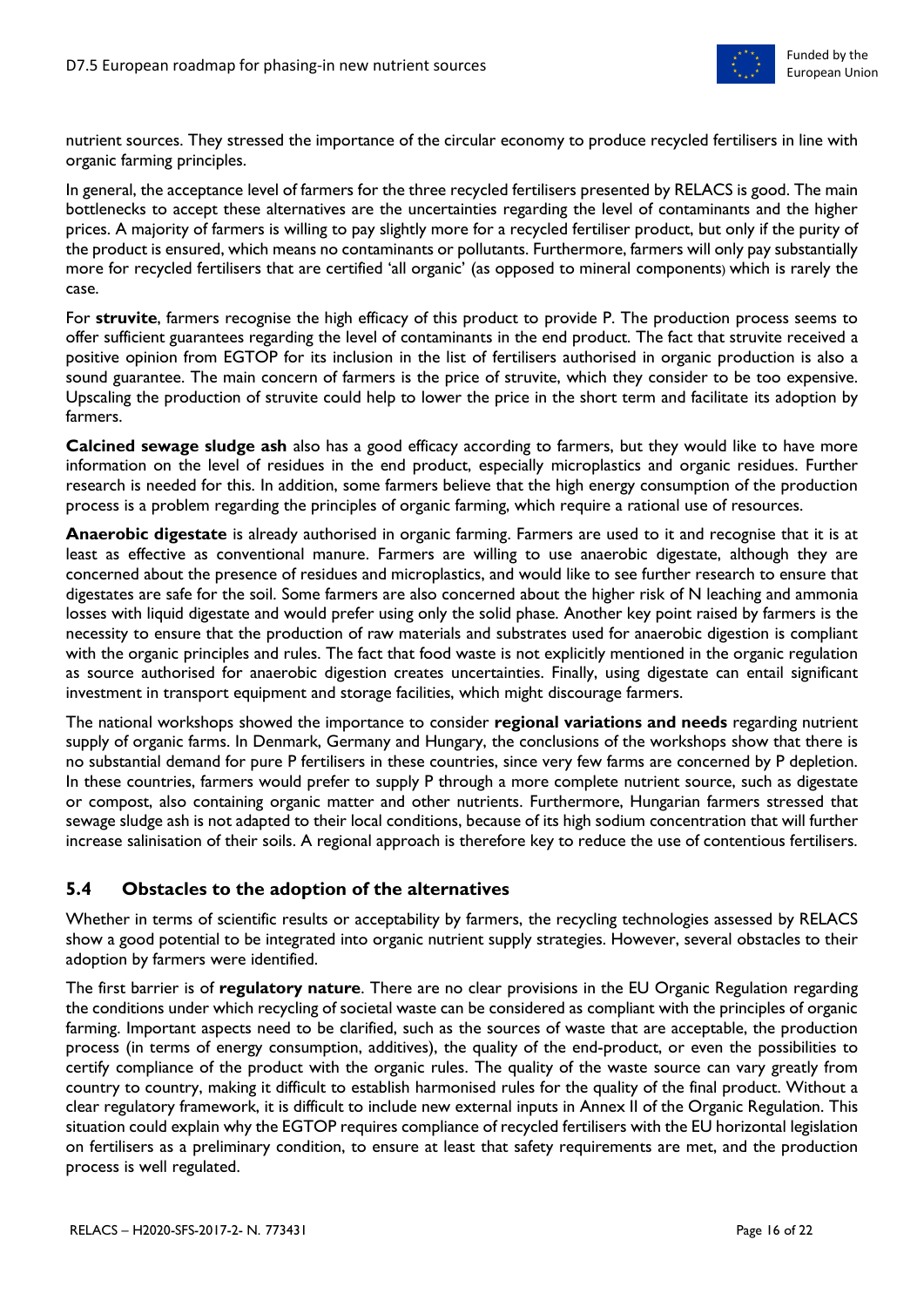nutrient sources. They stressed the importance of the circular economy to produce recycled fertilisers in line with organic farming principles.

In general, the acceptance level of farmers for the three recycled fertilisers presented by RELACS is good. The main bottlenecks to accept these alternatives are the uncertainties regarding the level of contaminants and the higher prices. A majority of farmers is willing to pay slightly more for a recycled fertiliser product, but only if the purity of the product is ensured, which means no contaminants or pollutants. Furthermore, farmers will only pay substantially more for recycled fertilisers that are certified 'all organic' (as opposed to mineral components) which is rarely the case.

For **struvite**, farmers recognise the high efficacy of this product to provide P. The production process seems to offer sufficient guarantees regarding the level of contaminants in the end product. The fact that struvite received a positive opinion from EGTOP for its inclusion in the list of fertilisers authorised in organic production is also a sound guarantee. The main concern of farmers is the price of struvite, which they consider to be too expensive. Upscaling the production of struvite could help to lower the price in the short term and facilitate its adoption by farmers.

**Calcined sewage sludge ash** also has a good efficacy according to farmers, but they would like to have more information on the level of residues in the end product, especially microplastics and organic residues. Further research is needed for this. In addition, some farmers believe that the high energy consumption of the production process is a problem regarding the principles of organic farming, which require a rational use of resources.

**Anaerobic digestate** is already authorised in organic farming. Farmers are used to it and recognise that it is at least as effective as conventional manure. Farmers are willing to use anaerobic digestate, although they are concerned about the presence of residues and microplastics, and would like to see further research to ensure that digestates are safe for the soil. Some farmers are also concerned about the higher risk of N leaching and ammonia losses with liquid digestate and would prefer using only the solid phase. Another key point raised by farmers is the necessity to ensure that the production of raw materials and substrates used for anaerobic digestion is compliant with the organic principles and rules. The fact that food waste is not explicitly mentioned in the organic regulation as source authorised for anaerobic digestion creates uncertainties. Finally, using digestate can entail significant investment in transport equipment and storage facilities, which might discourage farmers.

The national workshops showed the importance to consider **regional variations and needs** regarding nutrient supply of organic farms. In Denmark, Germany and Hungary, the conclusions of the workshops show that there is no substantial demand for pure P fertilisers in these countries, since very few farms are concerned by P depletion. In these countries, farmers would prefer to supply P through a more complete nutrient source, such as digestate or compost, also containing organic matter and other nutrients. Furthermore, Hungarian farmers stressed that sewage sludge ash is not adapted to their local conditions, because of its high sodium concentration that will further increase salinisation of their soils. A regional approach is therefore key to reduce the use of contentious fertilisers.

## 5.4 Obstacles to the adoption of the alternatives

Whether in terms of scientific results or acceptability by farmers, the recycling technologies assessed by RELACS show a good potential to be integrated into organic nutrient supply strategies. However, several obstacles to their adoption by farmers were identified.

The first barrier is of **regulatory nature**. There are no clear provisions in the EU Organic Regulation regarding the conditions under which recycling of societal waste can be considered as compliant with the principles of organic farming. Important aspects need to be clarified, such as the sources of waste that are acceptable, the production process (in terms of energy consumption, additives), the quality of the end-product, or even the possibilities to certify compliance of the product with the organic rules. The quality of the waste source can vary greatly from country to country, making it difficult to establish harmonised rules for the quality of the final product. Without a clear regulatory framework, it is difficult to include new external inputs in Annex II of the Organic Regulation. This situation could explain why the EGTOP requires compliance of recycled fertilisers with the EU horizontal legislation on fertilisers as a preliminary condition, to ensure at least that safety requirements are met, and the production process is well regulated.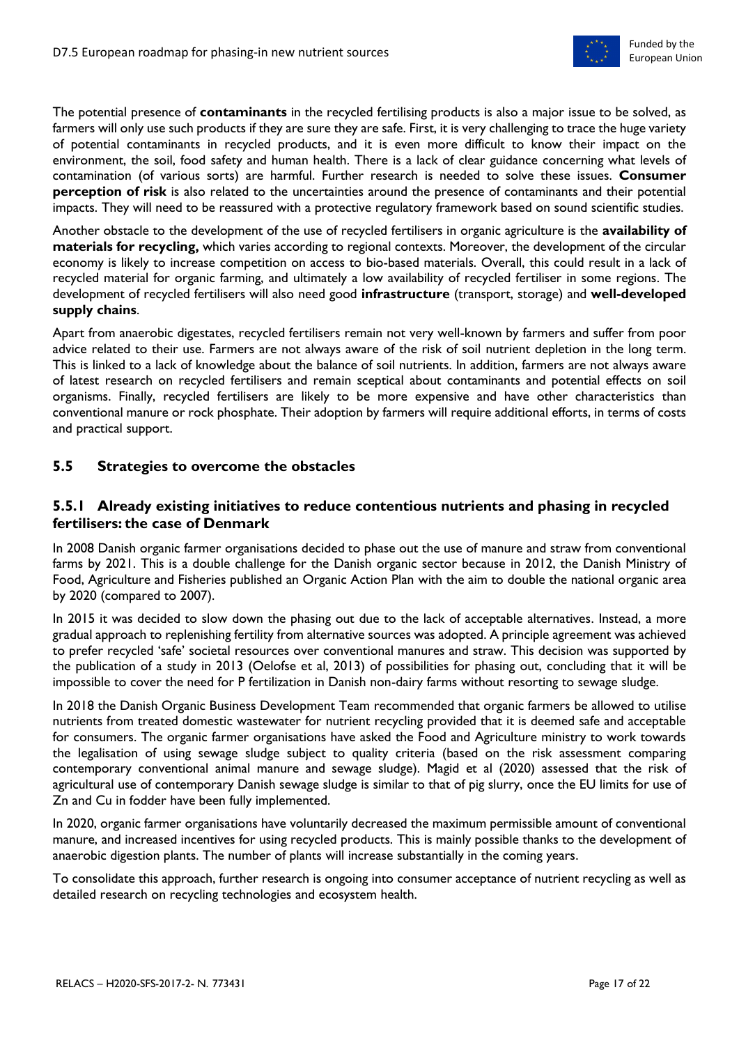The potential presence of **contaminants** in the recycled fertilising products is also a major issue to be solved, as farmers will only use such products if they are sure they are safe. First, it is very challenging to trace the huge variety of potential contaminants in recycled products, and it is even more difficult to know their impact on the environment, the soil, food safety and human health. There is a lack of clear guidance concerning what levels of contamination (of various sorts) are harmful. Further research is needed to solve these issues. **Consumer perception of risk** is also related to the uncertainties around the presence of contaminants and their potential impacts. They will need to be reassured with a protective regulatory framework based on sound scientific studies.

Another obstacle to the development of the use of recycled fertilisers in organic agriculture is the **availability of materials for recycling,** which varies according to regional contexts. Moreover, the development of the circular economy is likely to increase competition on access to bio-based materials. Overall, this could result in a lack of recycled material for organic farming, and ultimately a low availability of recycled fertiliser in some regions. The development of recycled fertilisers will also need good **infrastructure** (transport, storage) and **well-developed supply chains**.

Apart from anaerobic digestates, recycled fertilisers remain not very well-known by farmers and suffer from poor advice related to their use. Farmers are not always aware of the risk of soil nutrient depletion in the long term. This is linked to a lack of knowledge about the balance of soil nutrients. In addition, farmers are not always aware of latest research on recycled fertilisers and remain sceptical about contaminants and potential effects on soil organisms. Finally, recycled fertilisers are likely to be more expensive and have other characteristics than conventional manure or rock phosphate. Their adoption by farmers will require additional efforts, in terms of costs and practical support.

## 5.5 Strategies to overcome the obstacles

### 5.5.1 Already existing initiatives to reduce contentious nutrients and phasing in recycled fertilisers: the case of Denmark

In 2008 Danish organic farmer organisations decided to phase out the use of manure and straw from conventional farms by 2021. This is a double challenge for the Danish organic sector because in 2012, the Danish Ministry of Food, Agriculture and Fisheries published an Organic Action Plan with the aim to double the national organic area by 2020 (compared to 2007).

In 2015 it was decided to slow down the phasing out due to the lack of acceptable alternatives. Instead, a more gradual approach to replenishing fertility from alternative sources was adopted. A principle agreement was achieved to prefer recycled 'safe' societal resources over conventional manures and straw. This decision was supported by the publication of a study in 2013 (Oelofse et al, 2013) of possibilities for phasing out, concluding that it will be impossible to cover the need for P fertilization in Danish non-dairy farms without resorting to sewage sludge.

In 2018 the Danish Organic Business Development Team recommended that organic farmers be allowed to utilise nutrients from treated domestic wastewater for nutrient recycling provided that it is deemed safe and acceptable for consumers. The organic farmer organisations have asked the Food and Agriculture ministry to work towards the legalisation of using sewage sludge subject to quality criteria (based on the risk assessment comparing contemporary conventional animal manure and sewage sludge). Magid et al (2020) assessed that the risk of agricultural use of contemporary Danish sewage sludge is similar to that of pig slurry, once the EU limits for use of Zn and Cu in fodder have been fully implemented.

In 2020, organic farmer organisations have voluntarily decreased the maximum permissible amount of conventional manure, and increased incentives for using recycled products. This is mainly possible thanks to the development of anaerobic digestion plants. The number of plants will increase substantially in the coming years.

To consolidate this approach, further research is ongoing into consumer acceptance of nutrient recycling as well as detailed research on recycling technologies and ecosystem health.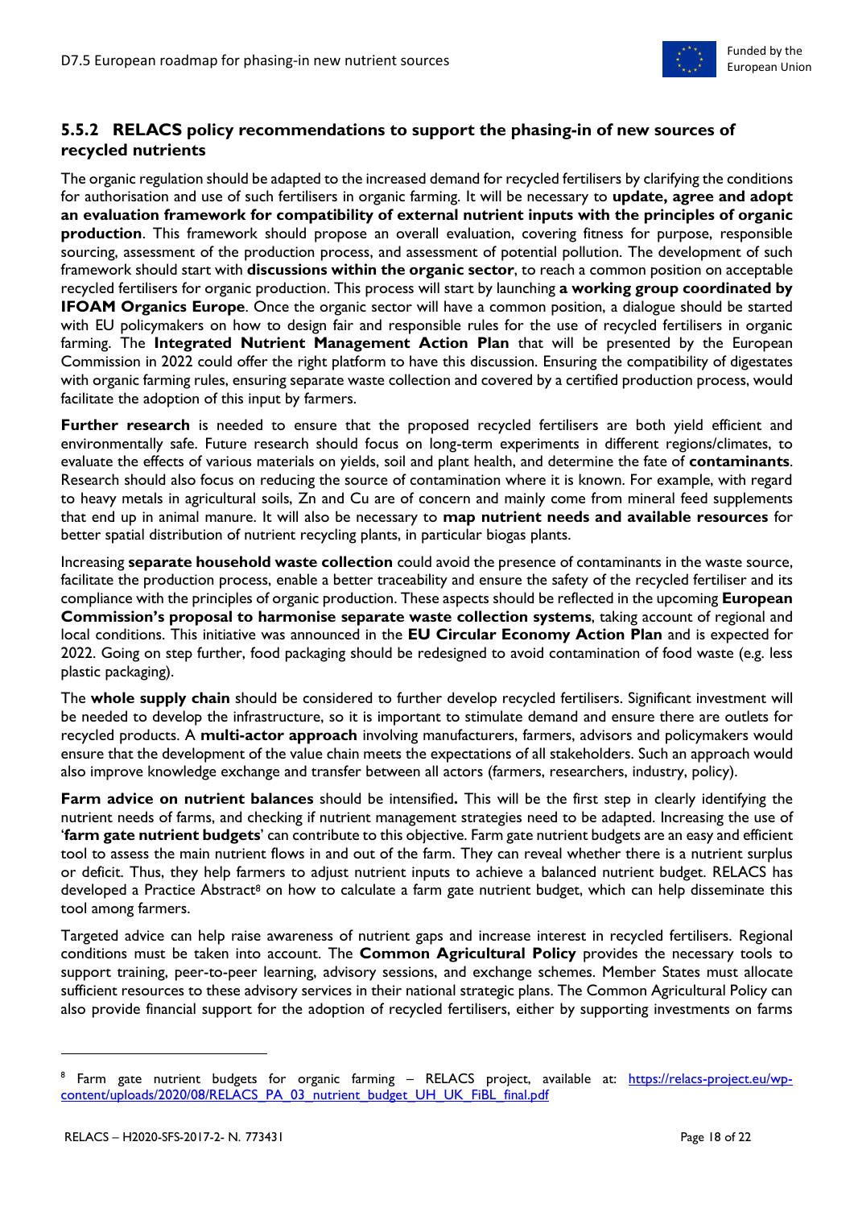### 5.5.2 RELACS policy recommendations to support the phasing-in of new sources of recycled nutrients

The organic regulation should be adapted to the increased demand for recycled fertilisers by clarifying the conditions for authorisation and use of such fertilisers in organic farming. It will be necessary to **update, agree and adopt an evaluation framework for compatibility of external nutrient inputs with the principles of organic production**. This framework should propose an overall evaluation, covering fitness for purpose, responsible sourcing, assessment of the production process, and assessment of potential pollution. The development of such framework should start with **discussions within the organic sector**, to reach a common position on acceptable recycled fertilisers for organic production. This process will start by launching **a working group coordinated by IFOAM Organics Europe**. Once the organic sector will have a common position, a dialogue should be started with EU policymakers on how to design fair and responsible rules for the use of recycled fertilisers in organic farming. The **Integrated Nutrient Management Action Plan** that will be presented by the European Commission in 2022 could offer the right platform to have this discussion. Ensuring the compatibility of digestates with organic farming rules, ensuring separate waste collection and covered by a certified production process, would facilitate the adoption of this input by farmers.

**Further research** is needed to ensure that the proposed recycled fertilisers are both yield efficient and environmentally safe. Future research should focus on long-term experiments in different regions/climates, to evaluate the effects of various materials on yields, soil and plant health, and determine the fate of **contaminants**. Research should also focus on reducing the source of contamination where it is known. For example, with regard to heavy metals in agricultural soils, Zn and Cu are of concern and mainly come from mineral feed supplements that end up in animal manure. It will also be necessary to **map nutrient needs and available resources** for better spatial distribution of nutrient recycling plants, in particular biogas plants.

Increasing **separate household waste collection** could avoid the presence of contaminants in the waste source, facilitate the production process, enable a better traceability and ensure the safety of the recycled fertiliser and its compliance with the principles of organic production. These aspects should be reflected in the upcoming **European Commission's proposal to harmonise separate waste collection systems**, taking account of regional and local conditions. This initiative was announced in the **EU Circular Economy Action Plan** and is expected for 2022. Going on step further, food packaging should be redesigned to avoid contamination of food waste (e.g. less plastic packaging).

The **whole supply chain** should be considered to further develop recycled fertilisers. Significant investment will be needed to develop the infrastructure, so it is important to stimulate demand and ensure there are outlets for recycled products. A **multi-actor approach** involving manufacturers, farmers, advisors and policymakers would ensure that the development of the value chain meets the expectations of all stakeholders. Such an approach would also improve knowledge exchange and transfer between all actors (farmers, researchers, industry, policy).

**Farm advice on nutrient balances** should be intensified**.** This will be the first step in clearly identifying the nutrient needs of farms, and checking if nutrient management strategies need to be adapted. Increasing the use of '**farm gate nutrient budgets**' can contribute to this objective. Farm gate nutrient budgets are an easy and efficient tool to assess the main nutrient flows in and out of the farm. They can reveal whether there is a nutrient surplus or deficit. Thus, they help farmers to adjust nutrient inputs to achieve a balanced nutrient budget. RELACS has developed a Practice Abstract[8] on how to calculate a farm gate nutrient budget, which can help disseminate this tool among farmers.

Targeted advice can help raise awareness of nutrient gaps and increase interest in recycled fertilisers. Regional conditions must be taken into account. The **Common Agricultural Policy** provides the necessary tools to support training, peer-to-peer learning, advisory sessions, and exchange schemes. Member States must allocate sufficient resources to these advisory services in their national strategic plans. The Common Agricultural Policy can also provide financial support for the adoption of recycled fertilisers, either by supporting investments on farms

---

[8] Farm gate nutrient budgets for organic farming – RELACS project, available at: https://relacs-project.eu/wp-content/uploads/2020/08/RELACS_PA_03_nutrient_budget_UH_UK_FiBL_final.pdf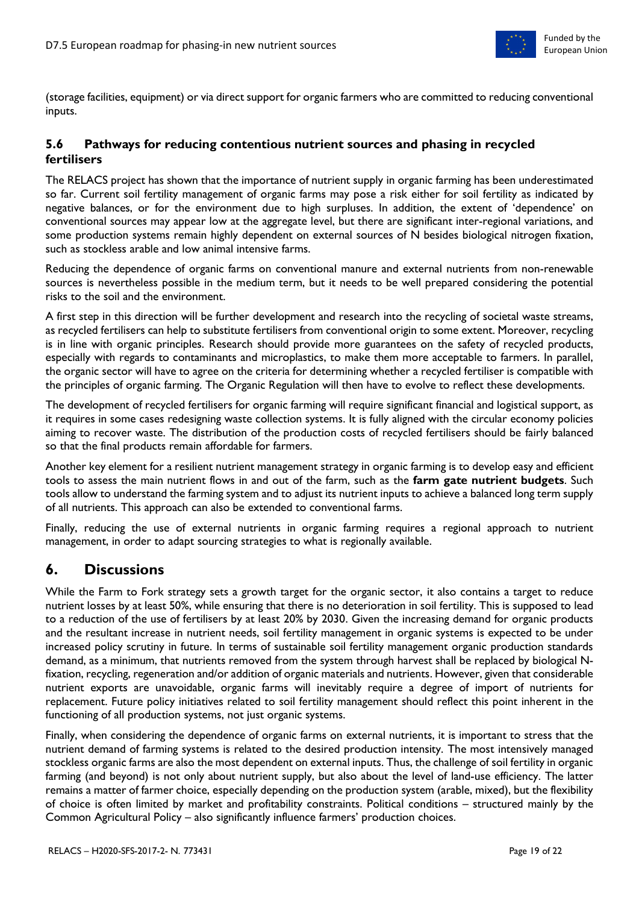(storage facilities, equipment) or via direct support for organic farmers who are committed to reducing conventional inputs.

### 5.6 Pathways for reducing contentious nutrient sources and phasing in recycled fertilisers

The RELACS project has shown that the importance of nutrient supply in organic farming has been underestimated so far. Current soil fertility management of organic farms may pose a risk either for soil fertility as indicated by negative balances, or for the environment due to high surpluses. In addition, the extent of 'dependence' on conventional sources may appear low at the aggregate level, but there are significant inter-regional variations, and some production systems remain highly dependent on external sources of N besides biological nitrogen fixation, such as stockless arable and low animal intensive farms.

Reducing the dependence of organic farms on conventional manure and external nutrients from non-renewable sources is nevertheless possible in the medium term, but it needs to be well prepared considering the potential risks to the soil and the environment.

A first step in this direction will be further development and research into the recycling of societal waste streams, as recycled fertilisers can help to substitute fertilisers from conventional origin to some extent. Moreover, recycling is in line with organic principles. Research should provide more guarantees on the safety of recycled products, especially with regards to contaminants and microplastics, to make them more acceptable to farmers. In parallel, the organic sector will have to agree on the criteria for determining whether a recycled fertiliser is compatible with the principles of organic farming. The Organic Regulation will then have to evolve to reflect these developments.

The development of recycled fertilisers for organic farming will require significant financial and logistical support, as it requires in some cases redesigning waste collection systems. It is fully aligned with the circular economy policies aiming to recover waste. The distribution of the production costs of recycled fertilisers should be fairly balanced so that the final products remain affordable for farmers.

Another key element for a resilient nutrient management strategy in organic farming is to develop easy and efficient tools to assess the main nutrient flows in and out of the farm, such as the **farm gate nutrient budgets**. Such tools allow to understand the farming system and to adjust its nutrient inputs to achieve a balanced long term supply of all nutrients. This approach can also be extended to conventional farms.

Finally, reducing the use of external nutrients in organic farming requires a regional approach to nutrient management, in order to adapt sourcing strategies to what is regionally available.

## 6. Discussions

While the Farm to Fork strategy sets a growth target for the organic sector, it also contains a target to reduce nutrient losses by at least 50%, while ensuring that there is no deterioration in soil fertility. This is supposed to lead to a reduction of the use of fertilisers by at least 20% by 2030. Given the increasing demand for organic products and the resultant increase in nutrient needs, soil fertility management in organic systems is expected to be under increased policy scrutiny in future. In terms of sustainable soil fertility management organic production standards demand, as a minimum, that nutrients removed from the system through harvest shall be replaced by biological N-fixation, recycling, regeneration and/or addition of organic materials and nutrients. However, given that considerable nutrient exports are unavoidable, organic farms will inevitably require a degree of import of nutrients for replacement. Future policy initiatives related to soil fertility management should reflect this point inherent in the functioning of all production systems, not just organic systems.

Finally, when considering the dependence of organic farms on external nutrients, it is important to stress that the nutrient demand of farming systems is related to the desired production intensity. The most intensively managed stockless organic farms are also the most dependent on external inputs. Thus, the challenge of soil fertility in organic farming (and beyond) is not only about nutrient supply, but also about the level of land-use efficiency. The latter remains a matter of farmer choice, especially depending on the production system (arable, mixed), but the flexibility of choice is often limited by market and profitability constraints. Political conditions – structured mainly by the Common Agricultural Policy – also significantly influence farmers' production choices.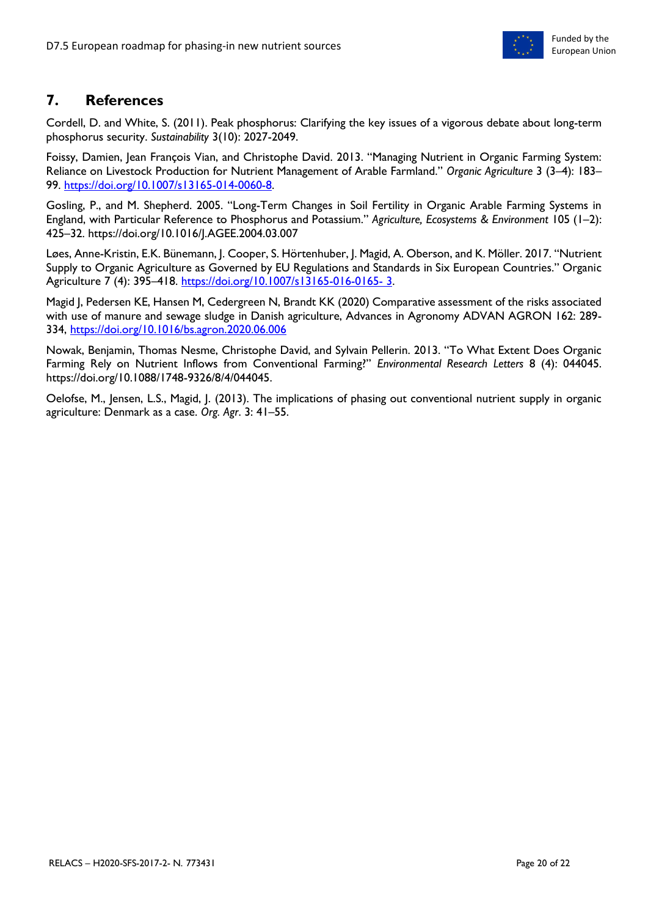## 7. References

Cordell, D. and White, S. (2011). Peak phosphorus: Clarifying the key issues of a vigorous debate about long-term phosphorus security. *Sustainability* 3(10): 2027-2049.

Foissy, Damien, Jean François Vian, and Christophe David. 2013. "Managing Nutrient in Organic Farming System: Reliance on Livestock Production for Nutrient Management of Arable Farmland." *Organic Agriculture* 3 (3–4): 183–99. https://doi.org/10.1007/s13165-014-0060-8.

Gosling, P., and M. Shepherd. 2005. "Long-Term Changes in Soil Fertility in Organic Arable Farming Systems in England, with Particular Reference to Phosphorus and Potassium." *Agriculture, Ecosystems & Environment* 105 (1–2): 425–32. https://doi.org/10.1016/J.AGEE.2004.03.007

Løes, Anne-Kristin, E.K. Bünemann, J. Cooper, S. Hörtenhuber, J. Magid, A. Oberson, and K. Möller. 2017. "Nutrient Supply to Organic Agriculture as Governed by EU Regulations and Standards in Six European Countries." Organic Agriculture 7 (4): 395–418. https://doi.org/10.1007/s13165-016-0165- 3.

Magid J, Pedersen KE, Hansen M, Cedergreen N, Brandt KK (2020) Comparative assessment of the risks associated with use of manure and sewage sludge in Danish agriculture, Advances in Agronomy ADVAN AGRON 162: 289-334, https://doi.org/10.1016/bs.agron.2020.06.006

Nowak, Benjamin, Thomas Nesme, Christophe David, and Sylvain Pellerin. 2013. "To What Extent Does Organic Farming Rely on Nutrient Inflows from Conventional Farming?" *Environmental Research Letters* 8 (4): 044045. https://doi.org/10.1088/1748-9326/8/4/044045.

Oelofse, M., Jensen, L.S., Magid, J. (2013). The implications of phasing out conventional nutrient supply in organic agriculture: Denmark as a case. *Org. Agr.* 3: 41–55.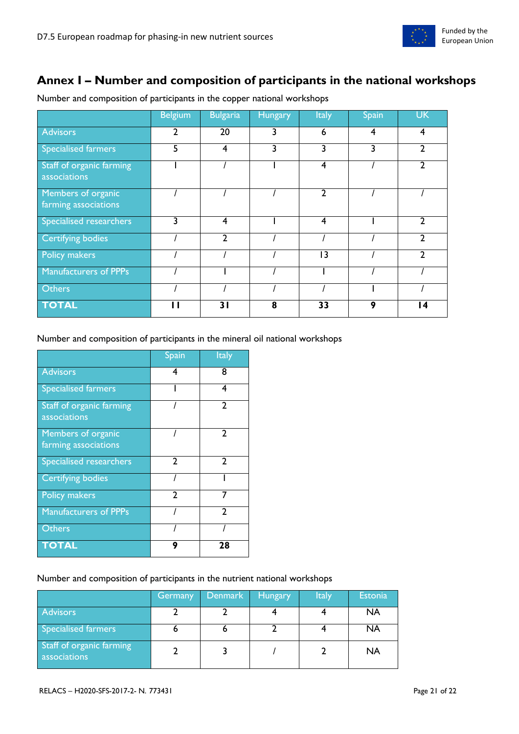# Annex I – Number and composition of participants in the national workshops

Number and composition of participants in the copper national workshops

| | Belgium | Bulgaria | Hungary | Italy | Spain | UK |
|---|---|---|---|---|---|---|
| Advisors | 2 | 20 | 3 | 6 | 4 | 4 |
| Specialised farmers | 5 | 4 | 3 | 3 | 3 | 2 |
| Staff of organic farming associations | 1 | / | 1 | 4 | / | 2 |
| Members of organic farming associations | / | / | / | 2 | / | / |
| Specialised researchers | 3 | 4 | 1 | 4 | 1 | 2 |
| Certifying bodies | / | 2 | / | / | / | 2 |
| Policy makers | / | / | / | 13 | / | 2 |
| Manufacturers of PPPs | / | 1 | / | 1 | / | / |
| Others | / | / | / | / | 1 | / |
| **TOTAL** | **11** | **31** | **8** | **33** | **9** | **14** |

Number and composition of participants in the mineral oil national workshops

| | Spain | Italy |
|---|---|---|
| Advisors | 4 | 8 |
| Specialised farmers | 1 | 4 |
| Staff of organic farming associations | / | 2 |
| Members of organic farming associations | / | 2 |
| Specialised researchers | 2 | 2 |
| Certifying bodies | / | 1 |
| Policy makers | 2 | 7 |
| Manufacturers of PPPs | / | 2 |
| Others | / | / |
| **TOTAL** | **9** | **28** |

Number and composition of participants in the nutrient national workshops

| | Germany | Denmark | Hungary | Italy | Estonia |
|---|---|---|---|---|---|
| Advisors | 2 | 2 | 4 | 4 | NA |
| Specialised farmers | 6 | 6 | 2 | 4 | NA |
| Staff of organic farming associations | 2 | 3 | / | 2 | NA |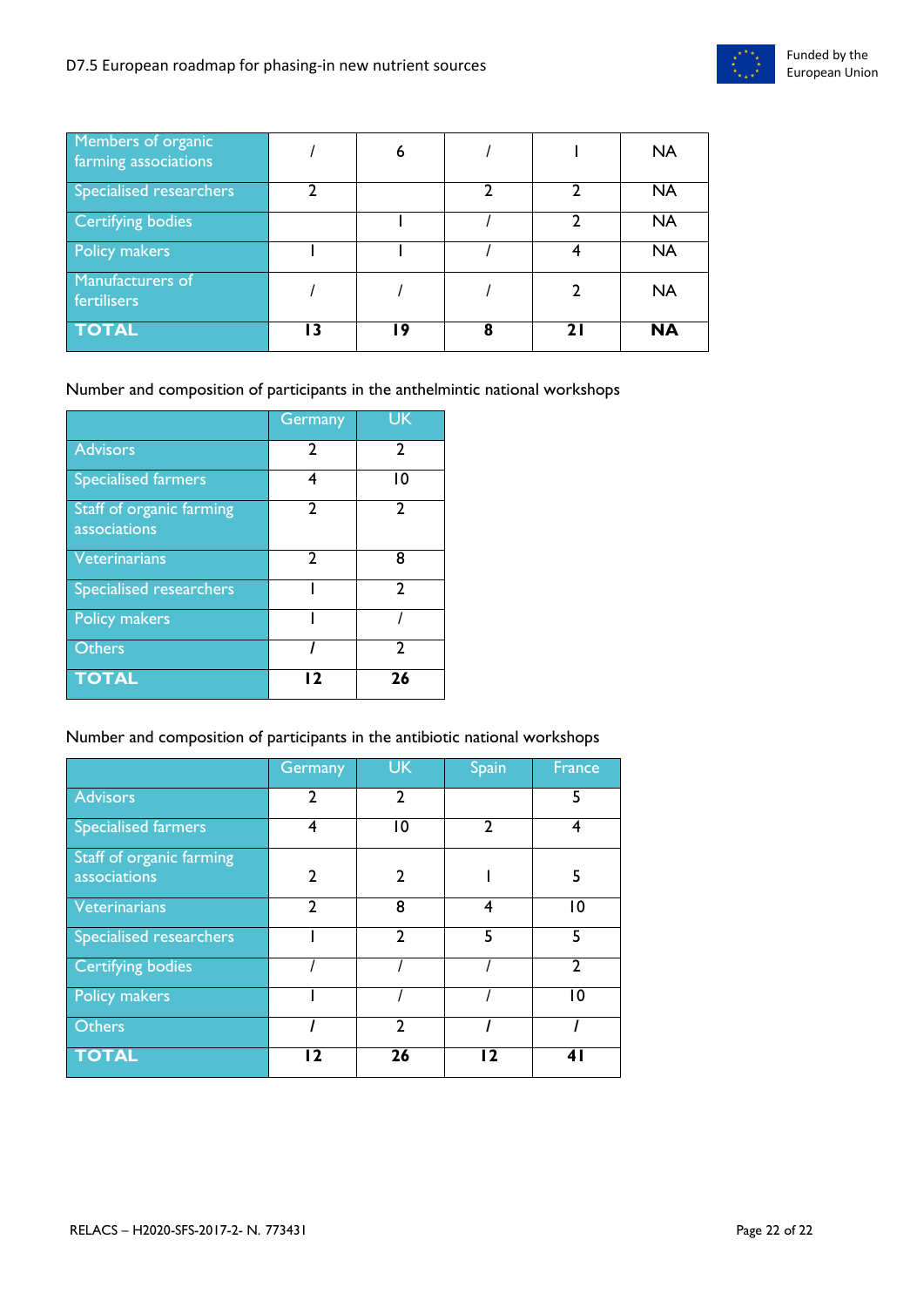| | | | | | |
|---|---|---|---|---|---|
| Members of organic farming associations | / | 6 | / | 1 | NA |
| Specialised researchers | 2 | | 2 | 2 | NA |
| Certifying bodies | | 1 | / | 2 | NA |
| Policy makers | 1 | 1 | / | 4 | NA |
| Manufacturers of fertilisers | / | / | / | 2 | NA |
| **TOTAL** | **13** | **19** | **8** | **21** | **NA** |

Number and composition of participants in the anthelmintic national workshops

| | Germany | UK |
|---|---|---|
| Advisors | 2 | 2 |
| Specialised farmers | 4 | 10 |
| Staff of organic farming associations | 2 | 2 |
| Veterinarians | 2 | 8 |
| Specialised researchers | 1 | 2 |
| Policy makers | 1 | / |
| Others | / | 2 |
| **TOTAL** | **12** | **26** |

Number and composition of participants in the antibiotic national workshops

| | Germany | UK | Spain | France |
|---|---|---|---|---|
| Advisors | 2 | 2 | | 5 |
| Specialised farmers | 4 | 10 | 2 | 4 |
| Staff of organic farming associations | 2 | 2 | 1 | 5 |
| Veterinarians | 2 | 8 | 4 | 10 |
| Specialised researchers | 1 | 2 | 5 | 5 |
| Certifying bodies | / | / | / | 2 |
| Policy makers | 1 | / | / | 10 |
| Others | / | 2 | / | / |
| **TOTAL** | **12** | **26** | **12** | **41** |